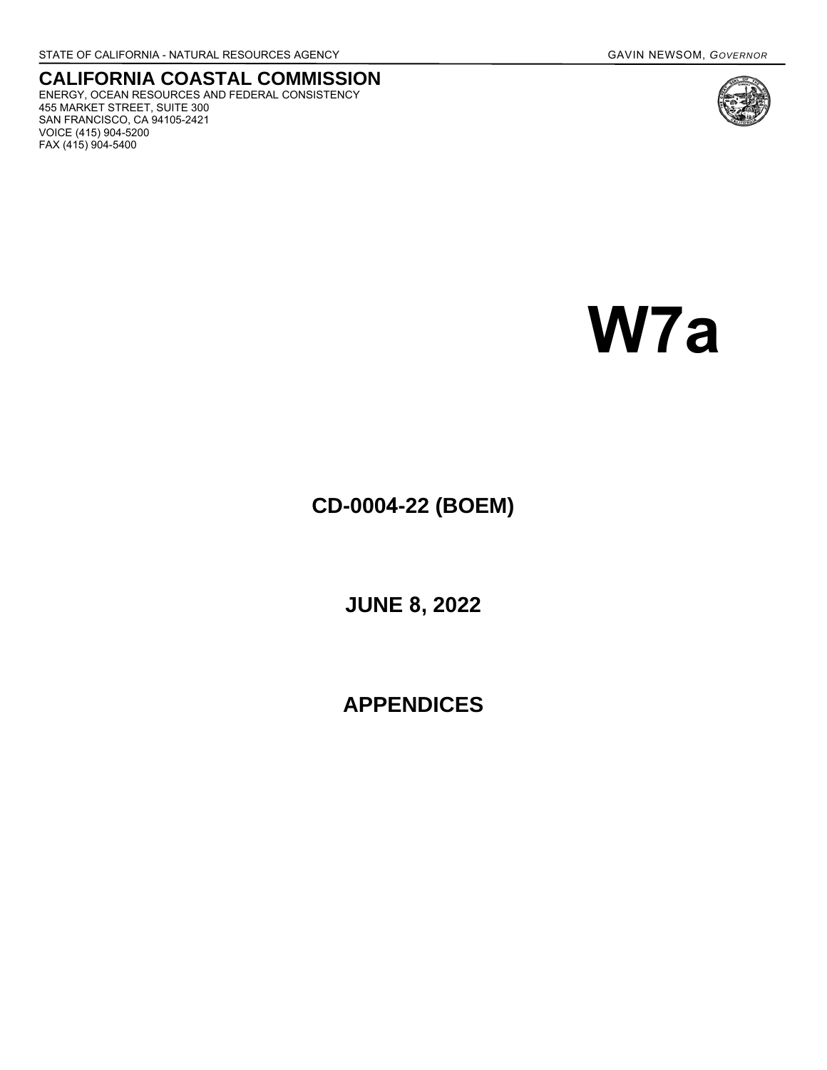STATE OF CALIFORNIA - NATURAL RESOURCES AGENCY GAVIN NEWSOM, *GOVERNOR*

# CALIFORNIA COASTAL COMMISSION

ENERGY, OCEAN RESOURCES AND FEDERAL CONSISTENCY
455 MARKET STREET, SUITE 300
SAN FRANCISCO, CA 94105-2421
VOICE (415) 904-5200
FAX (415) 904-5400

# W7a

## CD-0004-22 (BOEM)

## JUNE 8, 2022

## APPENDICES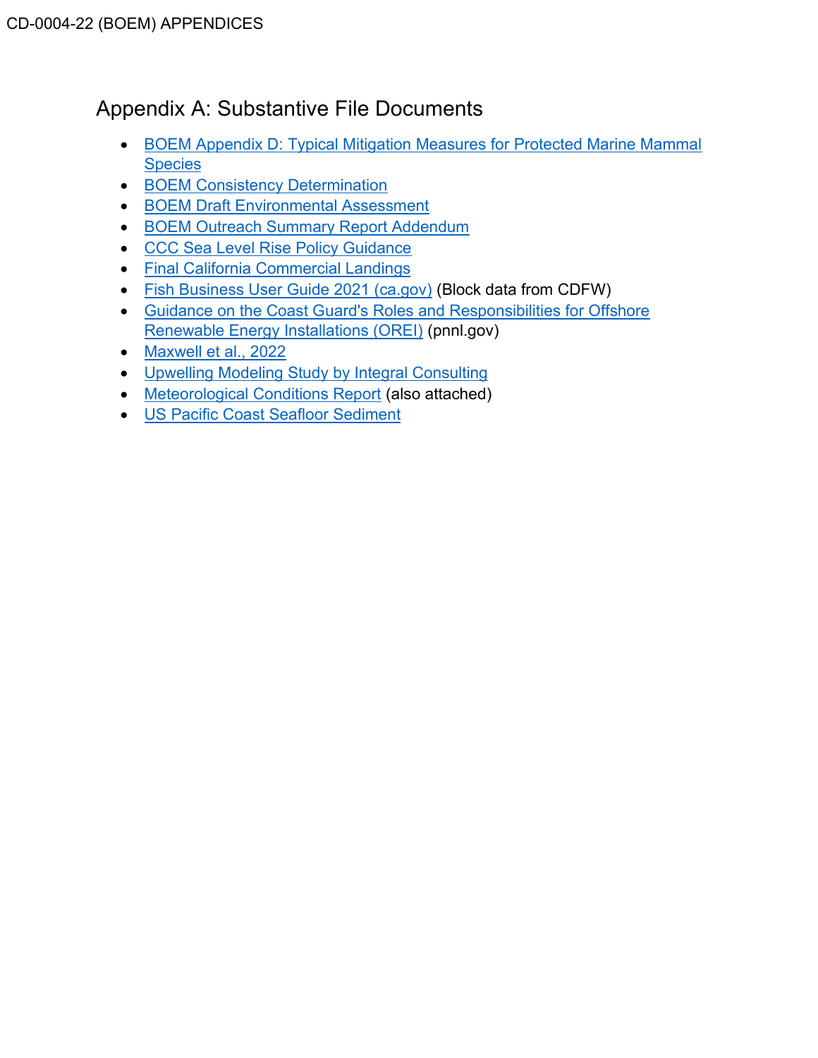## Appendix A: Substantive File Documents

- BOEM Appendix D: Typical Mitigation Measures for Protected Marine Mammal Species
- BOEM Consistency Determination
- BOEM Draft Environmental Assessment
- BOEM Outreach Summary Report Addendum
- CCC Sea Level Rise Policy Guidance
- Final California Commercial Landings
- Fish Business User Guide 2021 (ca.gov) (Block data from CDFW)
- Guidance on the Coast Guard's Roles and Responsibilities for Offshore Renewable Energy Installations (OREI) (pnnl.gov)
- Maxwell et al., 2022
- Upwelling Modeling Study by Integral Consulting
- Meteorological Conditions Report (also attached)
- US Pacific Coast Seafloor Sediment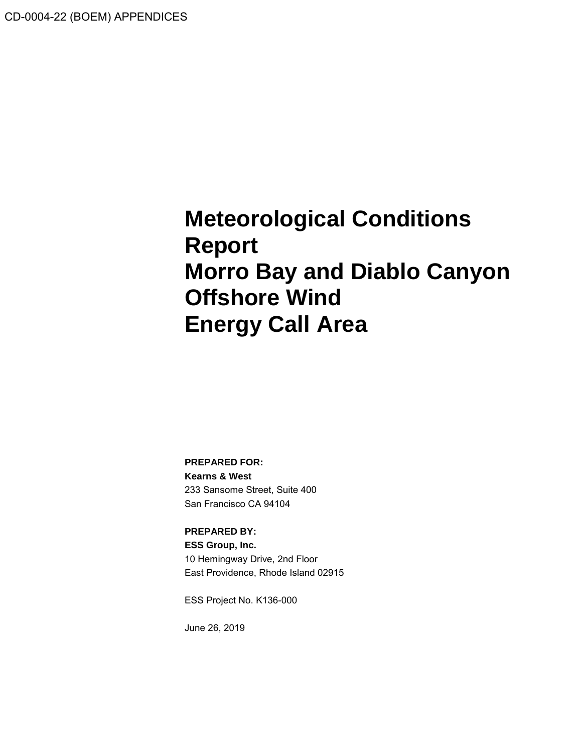# Meteorological Conditions Report Morro Bay and Diablo Canyon Offshore Wind Energy Call Area

**PREPARED FOR:**

**Kearns & West**
233 Sansome Street, Suite 400
San Francisco CA 94104

**PREPARED BY:**

**ESS Group, Inc.**
10 Hemingway Drive, 2nd Floor
East Providence, Rhode Island 02915

ESS Project No. K136-000

June 26, 2019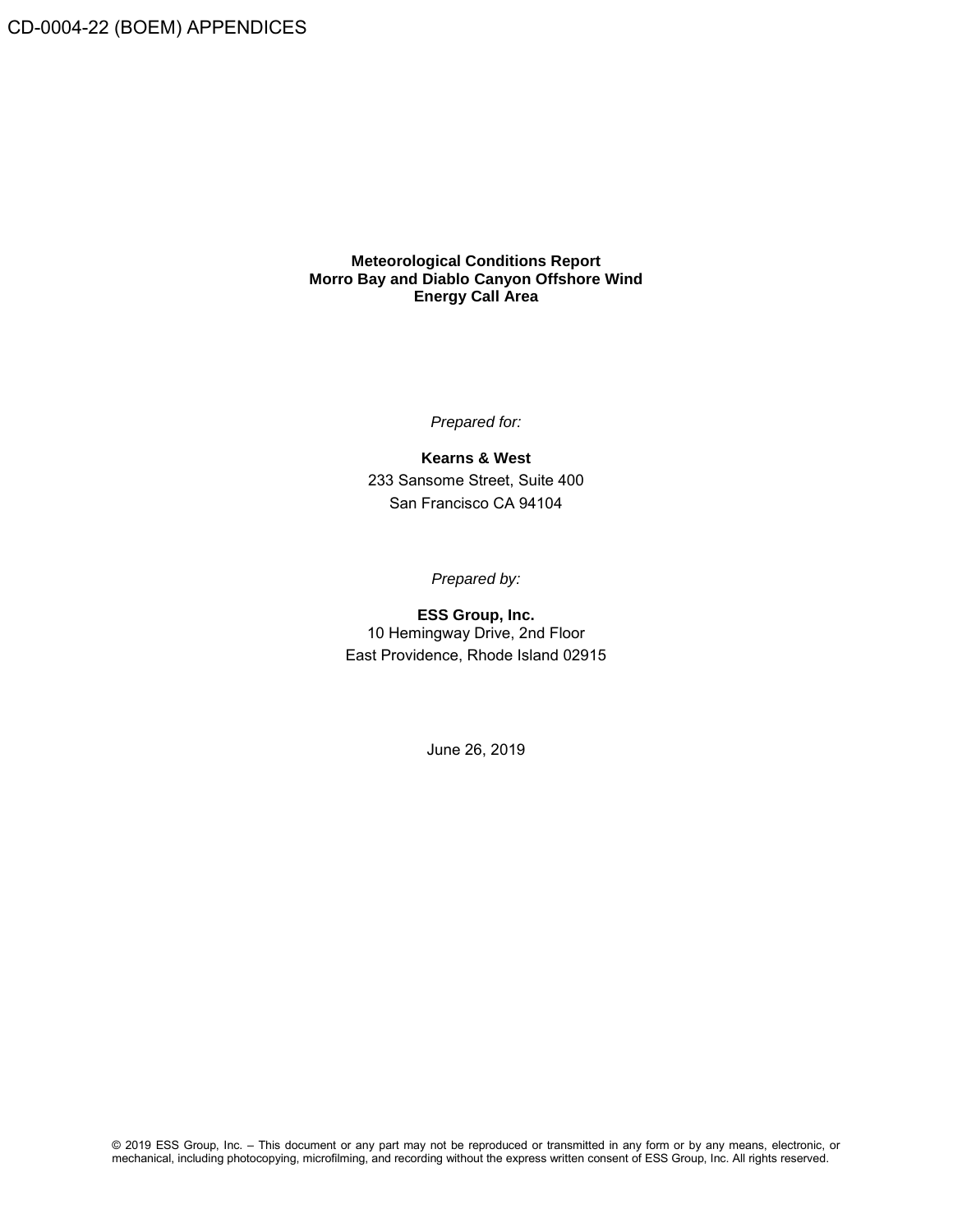**Meteorological Conditions Report**
**Morro Bay and Diablo Canyon Offshore Wind**
**Energy Call Area**

*Prepared for:*

**Kearns & West**
233 Sansome Street, Suite 400
San Francisco CA 94104

*Prepared by:*

**ESS Group, Inc.**
10 Hemingway Drive, 2nd Floor
East Providence, Rhode Island 02915

June 26, 2019

© 2019 ESS Group, Inc. – This document or any part may not be reproduced or transmitted in any form or by any means, electronic, or mechanical, including photocopying, microfilming, and recording without the express written consent of ESS Group, Inc. All rights reserved.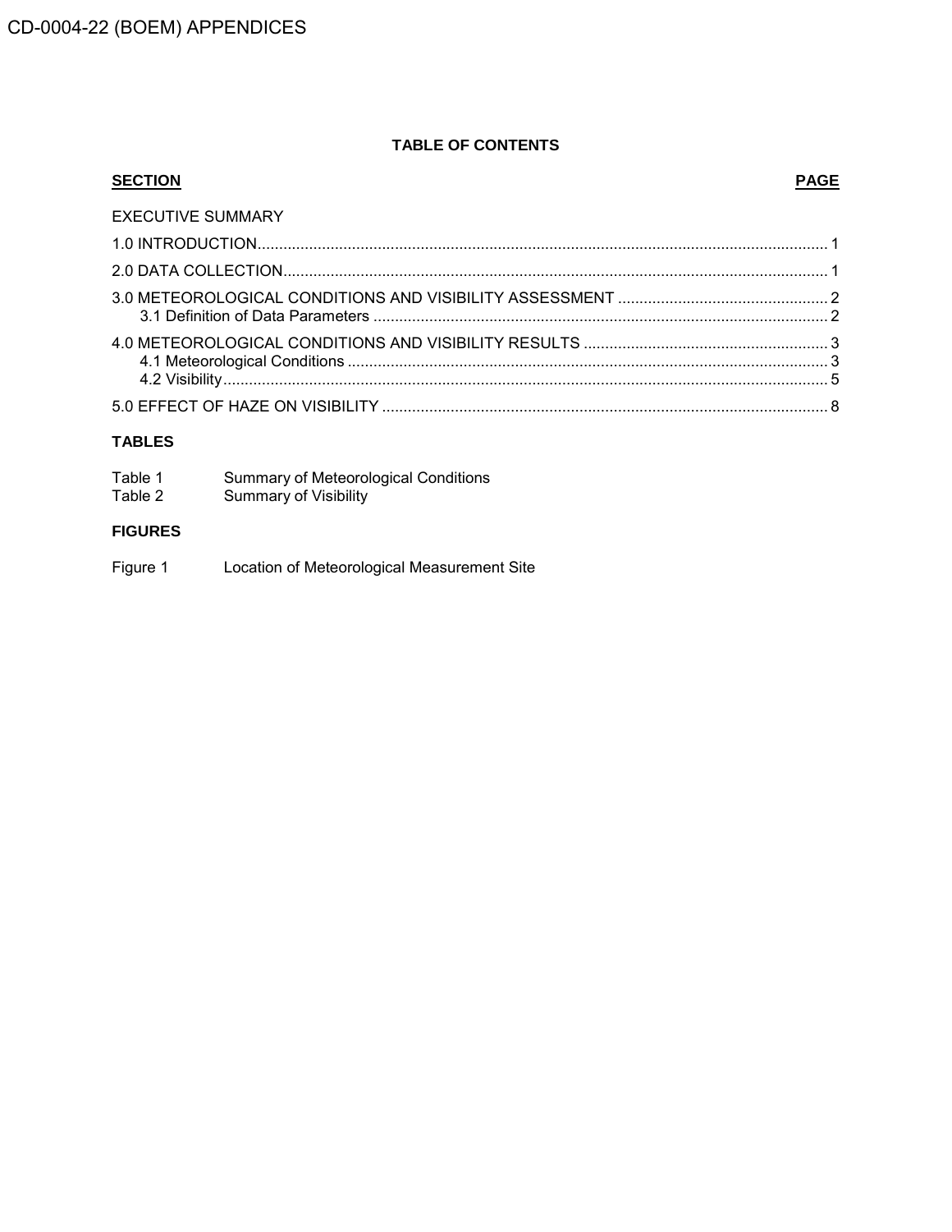**TABLE OF CONTENTS**

| SECTION | PAGE |
|---|---|
| EXECUTIVE SUMMARY | |
| 1.0 INTRODUCTION | 1 |
| 2.0 DATA COLLECTION | 1 |
| 3.0 METEOROLOGICAL CONDITIONS AND VISIBILITY ASSESSMENT | 2 |
| 3.1 Definition of Data Parameters | 2 |
| 4.0 METEOROLOGICAL CONDITIONS AND VISIBILITY RESULTS | 3 |
| 4.1 Meteorological Conditions | 3 |
| 4.2 Visibility | 5 |
| 5.0 EFFECT OF HAZE ON VISIBILITY | 8 |

**TABLES**

| | |
|---|---|
| Table 1 | Summary of Meteorological Conditions |
| Table 2 | Summary of Visibility |

**FIGURES**

| | |
|---|---|
| Figure 1 | Location of Meteorological Measurement Site |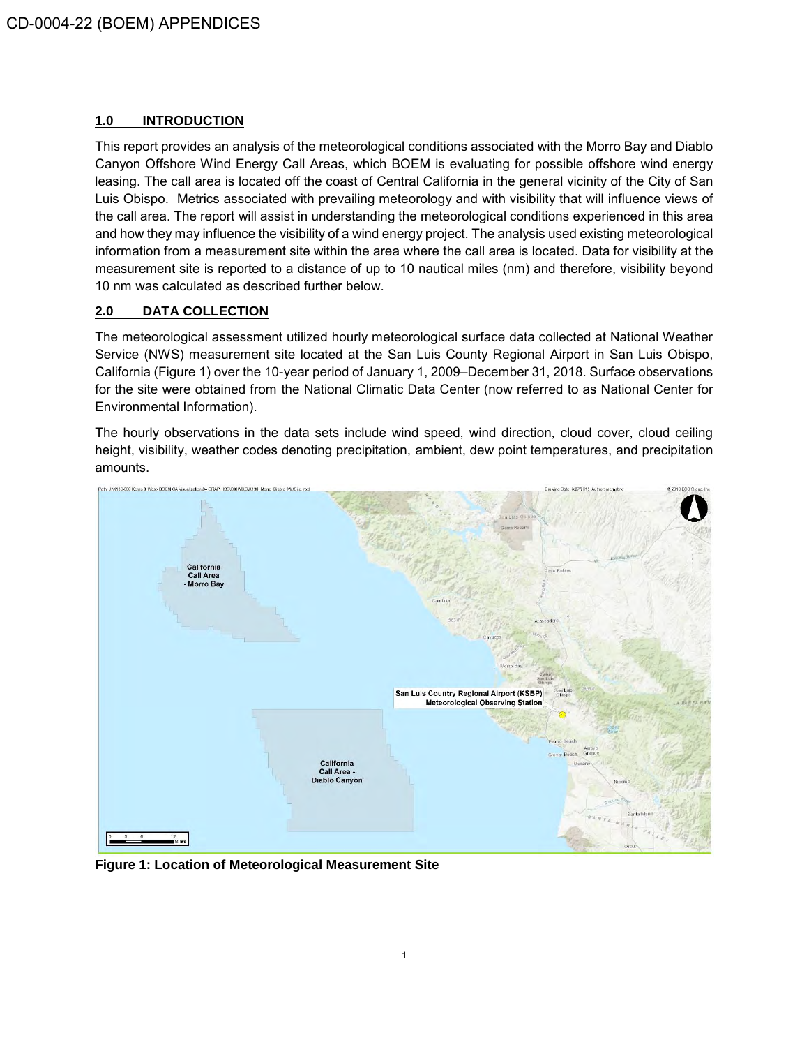## 1.0 INTRODUCTION

This report provides an analysis of the meteorological conditions associated with the Morro Bay and Diablo Canyon Offshore Wind Energy Call Areas, which BOEM is evaluating for possible offshore wind energy leasing. The call area is located off the coast of Central California in the general vicinity of the City of San Luis Obispo. Metrics associated with prevailing meteorology and with visibility that will influence views of the call area. The report will assist in understanding the meteorological conditions experienced in this area and how they may influence the visibility of a wind energy project. The analysis used existing meteorological information from a measurement site within the area where the call area is located. Data for visibility at the measurement site is reported to a distance of up to 10 nautical miles (nm) and therefore, visibility beyond 10 nm was calculated as described further below.

## 2.0 DATA COLLECTION

The meteorological assessment utilized hourly meteorological surface data collected at National Weather Service (NWS) measurement site located at the San Luis County Regional Airport in San Luis Obispo, California (Figure 1) over the 10-year period of January 1, 2009–December 31, 2018. Surface observations for the site were obtained from the National Climatic Data Center (now referred to as National Center for Environmental Information).

The hourly observations in the data sets include wind speed, wind direction, cloud cover, cloud ceiling height, visibility, weather codes denoting precipitation, ambient, dew point temperatures, and precipitation amounts.

**Figure 1: Location of Meteorological Measurement Site**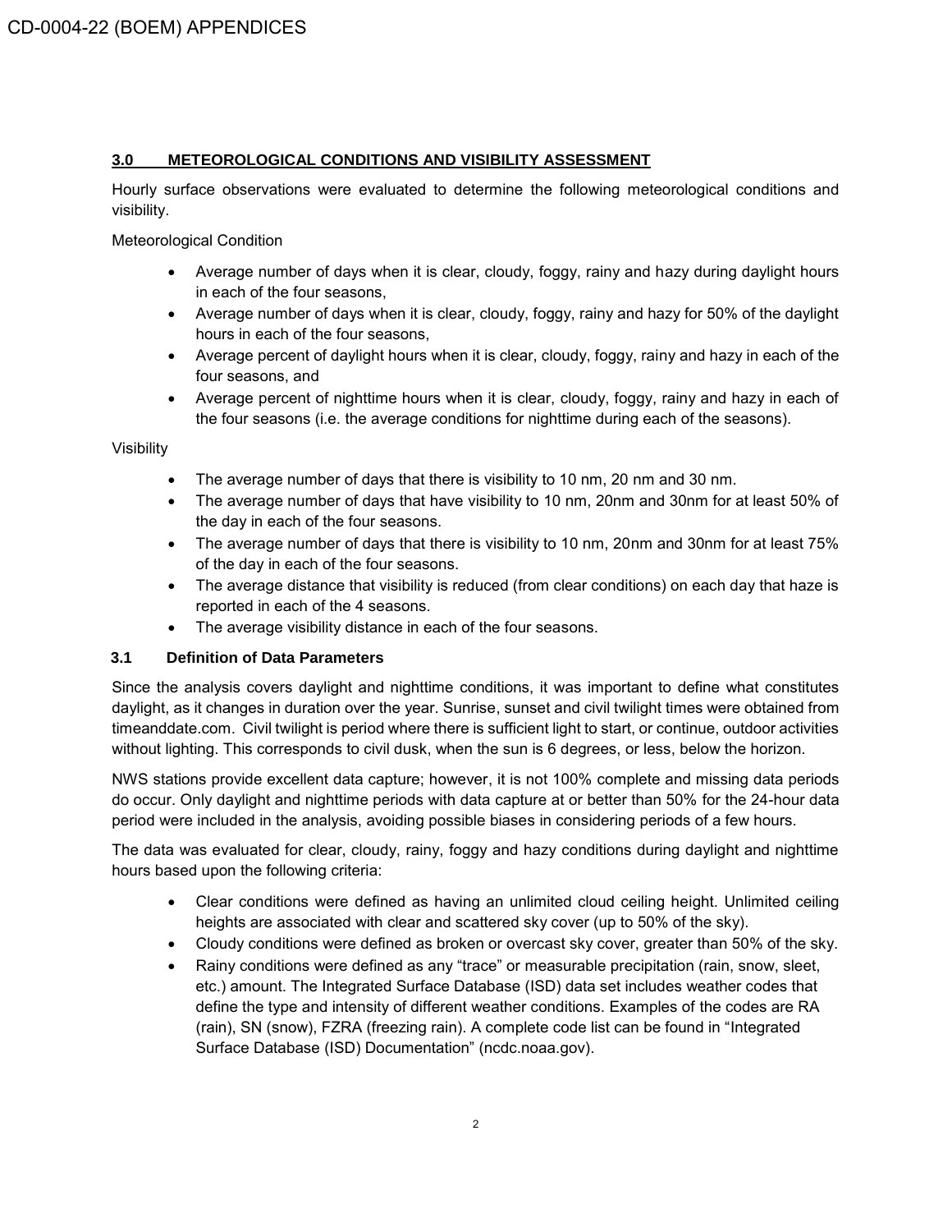## 3.0 METEOROLOGICAL CONDITIONS AND VISIBILITY ASSESSMENT

Hourly surface observations were evaluated to determine the following meteorological conditions and visibility.

Meteorological Condition

- Average number of days when it is clear, cloudy, foggy, rainy and hazy during daylight hours in each of the four seasons,
- Average number of days when it is clear, cloudy, foggy, rainy and hazy for 50% of the daylight hours in each of the four seasons,
- Average percent of daylight hours when it is clear, cloudy, foggy, rainy and hazy in each of the four seasons, and
- Average percent of nighttime hours when it is clear, cloudy, foggy, rainy and hazy in each of the four seasons (i.e. the average conditions for nighttime during each of the seasons).

Visibility

- The average number of days that there is visibility to 10 nm, 20 nm and 30 nm.
- The average number of days that have visibility to 10 nm, 20nm and 30nm for at least 50% of the day in each of the four seasons.
- The average number of days that there is visibility to 10 nm, 20nm and 30nm for at least 75% of the day in each of the four seasons.
- The average distance that visibility is reduced (from clear conditions) on each day that haze is reported in each of the 4 seasons.
- The average visibility distance in each of the four seasons.

### 3.1 Definition of Data Parameters

Since the analysis covers daylight and nighttime conditions, it was important to define what constitutes daylight, as it changes in duration over the year. Sunrise, sunset and civil twilight times were obtained from timeanddate.com. Civil twilight is period where there is sufficient light to start, or continue, outdoor activities without lighting. This corresponds to civil dusk, when the sun is 6 degrees, or less, below the horizon.

NWS stations provide excellent data capture; however, it is not 100% complete and missing data periods do occur. Only daylight and nighttime periods with data capture at or better than 50% for the 24-hour data period were included in the analysis, avoiding possible biases in considering periods of a few hours.

The data was evaluated for clear, cloudy, rainy, foggy and hazy conditions during daylight and nighttime hours based upon the following criteria:

- Clear conditions were defined as having an unlimited cloud ceiling height. Unlimited ceiling heights are associated with clear and scattered sky cover (up to 50% of the sky).
- Cloudy conditions were defined as broken or overcast sky cover, greater than 50% of the sky.
- Rainy conditions were defined as any "trace" or measurable precipitation (rain, snow, sleet, etc.) amount. The Integrated Surface Database (ISD) data set includes weather codes that define the type and intensity of different weather conditions. Examples of the codes are RA (rain), SN (snow), FZRA (freezing rain). A complete code list can be found in "Integrated Surface Database (ISD) Documentation" (ncdc.noaa.gov).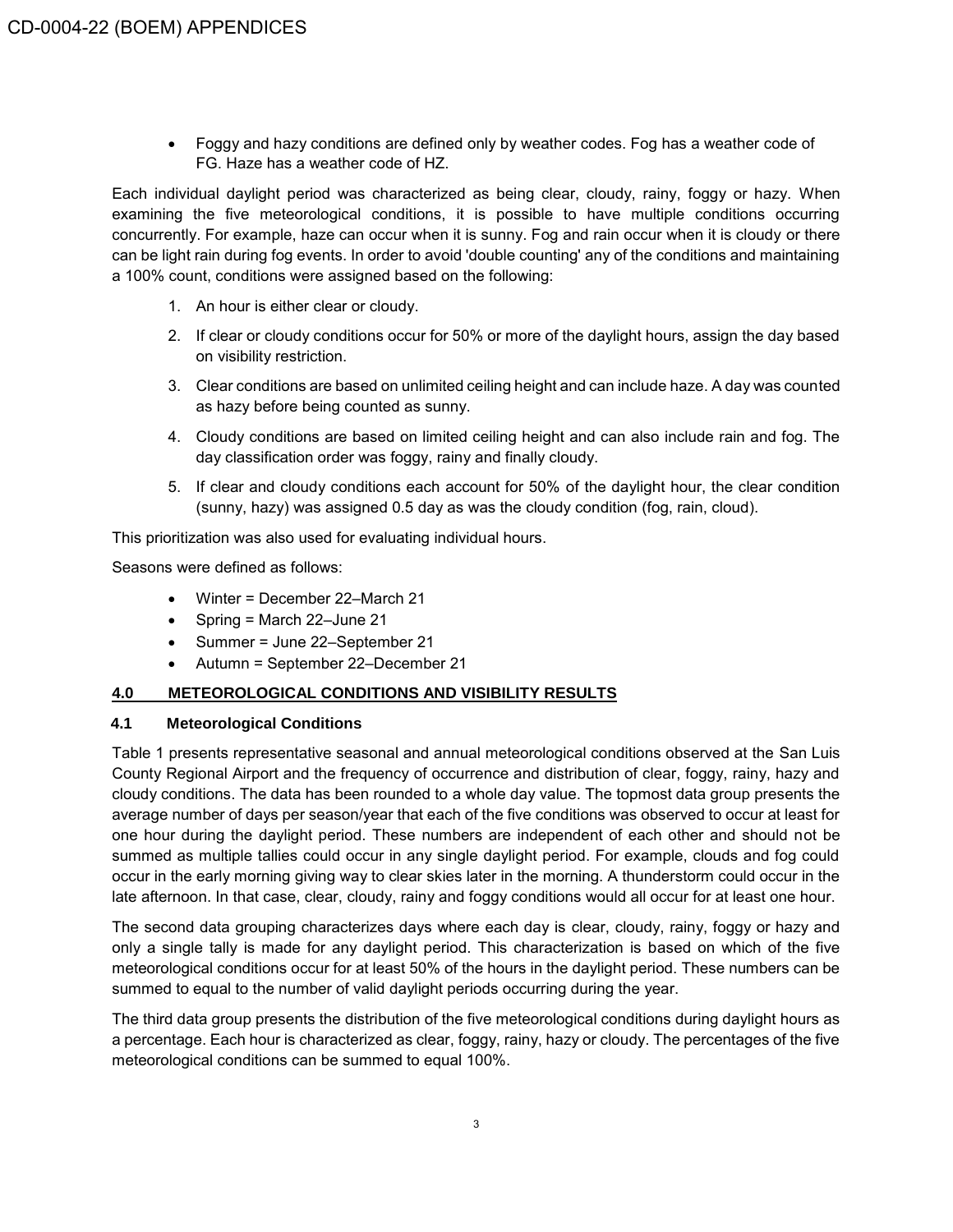- Foggy and hazy conditions are defined only by weather codes. Fog has a weather code of FG. Haze has a weather code of HZ.

Each individual daylight period was characterized as being clear, cloudy, rainy, foggy or hazy. When examining the five meteorological conditions, it is possible to have multiple conditions occurring concurrently. For example, haze can occur when it is sunny. Fog and rain occur when it is cloudy or there can be light rain during fog events. In order to avoid 'double counting' any of the conditions and maintaining a 100% count, conditions were assigned based on the following:

1. An hour is either clear or cloudy.
2. If clear or cloudy conditions occur for 50% or more of the daylight hours, assign the day based on visibility restriction.
3. Clear conditions are based on unlimited ceiling height and can include haze. A day was counted as hazy before being counted as sunny.
4. Cloudy conditions are based on limited ceiling height and can also include rain and fog. The day classification order was foggy, rainy and finally cloudy.
5. If clear and cloudy conditions each account for 50% of the daylight hour, the clear condition (sunny, hazy) was assigned 0.5 day as was the cloudy condition (fog, rain, cloud).

This prioritization was also used for evaluating individual hours.

Seasons were defined as follows:

- Winter = December 22–March 21
- Spring = March 22–June 21
- Summer = June 22–September 21
- Autumn = September 22–December 21

## 4.0 METEOROLOGICAL CONDITIONS AND VISIBILITY RESULTS

### 4.1 Meteorological Conditions

Table 1 presents representative seasonal and annual meteorological conditions observed at the San Luis County Regional Airport and the frequency of occurrence and distribution of clear, foggy, rainy, hazy and cloudy conditions. The data has been rounded to a whole day value. The topmost data group presents the average number of days per season/year that each of the five conditions was observed to occur at least for one hour during the daylight period. These numbers are independent of each other and should not be summed as multiple tallies could occur in any single daylight period. For example, clouds and fog could occur in the early morning giving way to clear skies later in the morning. A thunderstorm could occur in the late afternoon. In that case, clear, cloudy, rainy and foggy conditions would all occur for at least one hour.

The second data grouping characterizes days where each day is clear, cloudy, rainy, foggy or hazy and only a single tally is made for any daylight period. This characterization is based on which of the five meteorological conditions occur for at least 50% of the hours in the daylight period. These numbers can be summed to equal to the number of valid daylight periods occurring during the year.

The third data group presents the distribution of the five meteorological conditions during daylight hours as a percentage. Each hour is characterized as clear, foggy, rainy, hazy or cloudy. The percentages of the five meteorological conditions can be summed to equal 100%.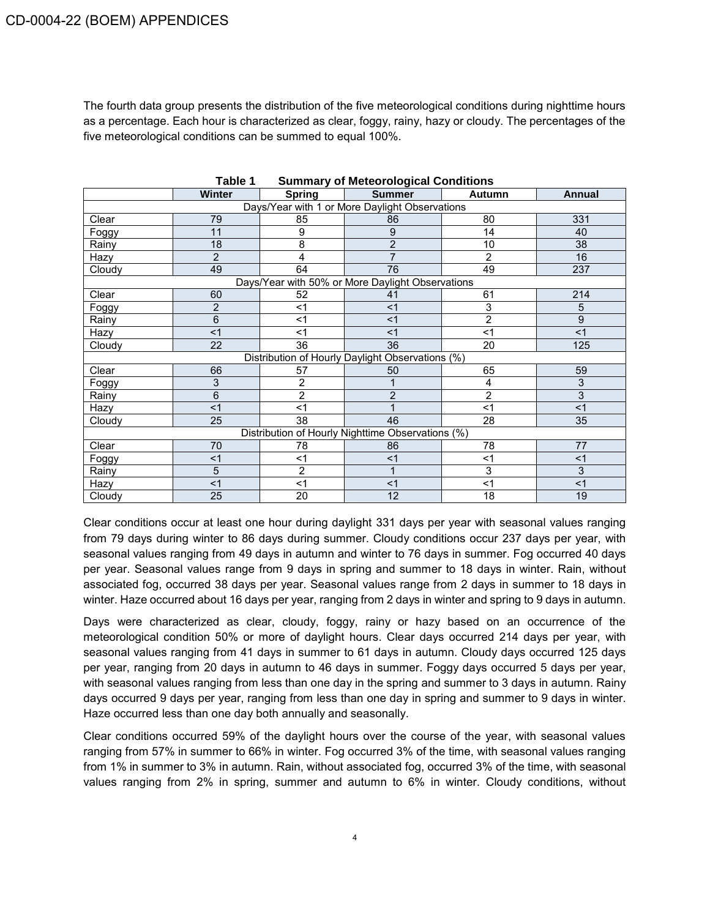The fourth data group presents the distribution of the five meteorological conditions during nighttime hours as a percentage. Each hour is characterized as clear, foggy, rainy, hazy or cloudy. The percentages of the five meteorological conditions can be summed to equal 100%.

**Table 1 Summary of Meteorological Conditions**

| | Winter | Spring | Summer | Autumn | Annual |
|---|---|---|---|---|---|
| Days/Year with 1 or More Daylight Observations | | | | | |
| Clear | 79 | 85 | 86 | 80 | 331 |
| Foggy | 11 | 9 | 9 | 14 | 40 |
| Rainy | 18 | 8 | 2 | 10 | 38 |
| Hazy | 2 | 4 | 7 | 2 | 16 |
| Cloudy | 49 | 64 | 76 | 49 | 237 |
| Days/Year with 50% or More Daylight Observations | | | | | |
| Clear | 60 | 52 | 41 | 61 | 214 |
| Foggy | 2 | <1 | <1 | 3 | 5 |
| Rainy | 6 | <1 | <1 | 2 | 9 |
| Hazy | <1 | <1 | <1 | <1 | <1 |
| Cloudy | 22 | 36 | 36 | 20 | 125 |
| Distribution of Hourly Daylight Observations (%) | | | | | |
| Clear | 66 | 57 | 50 | 65 | 59 |
| Foggy | 3 | 2 | 1 | 4 | 3 |
| Rainy | 6 | 2 | 2 | 2 | 3 |
| Hazy | <1 | <1 | 1 | <1 | <1 |
| Cloudy | 25 | 38 | 46 | 28 | 35 |
| Distribution of Hourly Nighttime Observations (%) | | | | | |
| Clear | 70 | 78 | 86 | 78 | 77 |
| Foggy | <1 | <1 | <1 | <1 | <1 |
| Rainy | 5 | 2 | 1 | 3 | 3 |
| Hazy | <1 | <1 | <1 | <1 | <1 |
| Cloudy | 25 | 20 | 12 | 18 | 19 |

Clear conditions occur at least one hour during daylight 331 days per year with seasonal values ranging from 79 days during winter to 86 days during summer. Cloudy conditions occur 237 days per year, with seasonal values ranging from 49 days in autumn and winter to 76 days in summer. Fog occurred 40 days per year. Seasonal values range from 9 days in spring and summer to 18 days in winter. Rain, without associated fog, occurred 38 days per year. Seasonal values range from 2 days in summer to 18 days in winter. Haze occurred about 16 days per year, ranging from 2 days in winter and spring to 9 days in autumn.

Days were characterized as clear, cloudy, foggy, rainy or hazy based on an occurrence of the meteorological condition 50% or more of daylight hours. Clear days occurred 214 days per year, with seasonal values ranging from 41 days in summer to 61 days in autumn. Cloudy days occurred 125 days per year, ranging from 20 days in autumn to 46 days in summer. Foggy days occurred 5 days per year, with seasonal values ranging from less than one day in the spring and summer to 3 days in autumn. Rainy days occurred 9 days per year, ranging from less than one day in spring and summer to 9 days in winter. Haze occurred less than one day both annually and seasonally.

Clear conditions occurred 59% of the daylight hours over the course of the year, with seasonal values ranging from 57% in summer to 66% in winter. Fog occurred 3% of the time, with seasonal values ranging from 1% in summer to 3% in autumn. Rain, without associated fog, occurred 3% of the time, with seasonal values ranging from 2% in spring, summer and autumn to 6% in winter. Cloudy conditions, without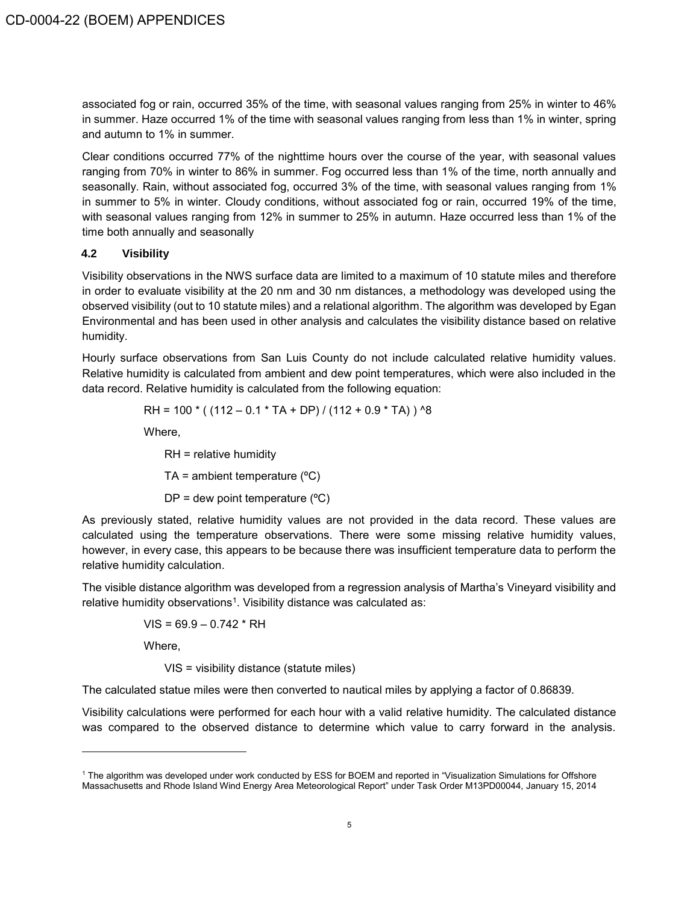associated fog or rain, occurred 35% of the time, with seasonal values ranging from 25% in winter to 46% in summer. Haze occurred 1% of the time with seasonal values ranging from less than 1% in winter, spring and autumn to 1% in summer.

Clear conditions occurred 77% of the nighttime hours over the course of the year, with seasonal values ranging from 70% in winter to 86% in summer. Fog occurred less than 1% of the time, north annually and seasonally. Rain, without associated fog, occurred 3% of the time, with seasonal values ranging from 1% in summer to 5% in winter. Cloudy conditions, without associated fog or rain, occurred 19% of the time, with seasonal values ranging from 12% in summer to 25% in autumn. Haze occurred less than 1% of the time both annually and seasonally

### 4.2 Visibility

Visibility observations in the NWS surface data are limited to a maximum of 10 statute miles and therefore in order to evaluate visibility at the 20 nm and 30 nm distances, a methodology was developed using the observed visibility (out to 10 statute miles) and a relational algorithm. The algorithm was developed by Egan Environmental and has been used in other analysis and calculates the visibility distance based on relative humidity.

Hourly surface observations from San Luis County do not include calculated relative humidity values. Relative humidity is calculated from ambient and dew point temperatures, which were also included in the data record. Relative humidity is calculated from the following equation:

$$RH = 100 * ( (112 - 0.1 * TA + DP) / (112 + 0.9 * TA) ) ^8$$

Where,

RH = relative humidity

TA = ambient temperature (ºC)

DP = dew point temperature (ºC)

As previously stated, relative humidity values are not provided in the data record. These values are calculated using the temperature observations. There were some missing relative humidity values, however, in every case, this appears to be because there was insufficient temperature data to perform the relative humidity calculation.

The visible distance algorithm was developed from a regression analysis of Martha's Vineyard visibility and relative humidity observations[1]. Visibility distance was calculated as:

$$VIS = 69.9 - 0.742 * RH$$

Where,

VIS = visibility distance (statute miles)

The calculated statue miles were then converted to nautical miles by applying a factor of 0.86839.

Visibility calculations were performed for each hour with a valid relative humidity. The calculated distance was compared to the observed distance to determine which value to carry forward in the analysis.

---

[1] The algorithm was developed under work conducted by ESS for BOEM and reported in "Visualization Simulations for Offshore Massachusetts and Rhode Island Wind Energy Area Meteorological Report" under Task Order M13PD00044, January 15, 2014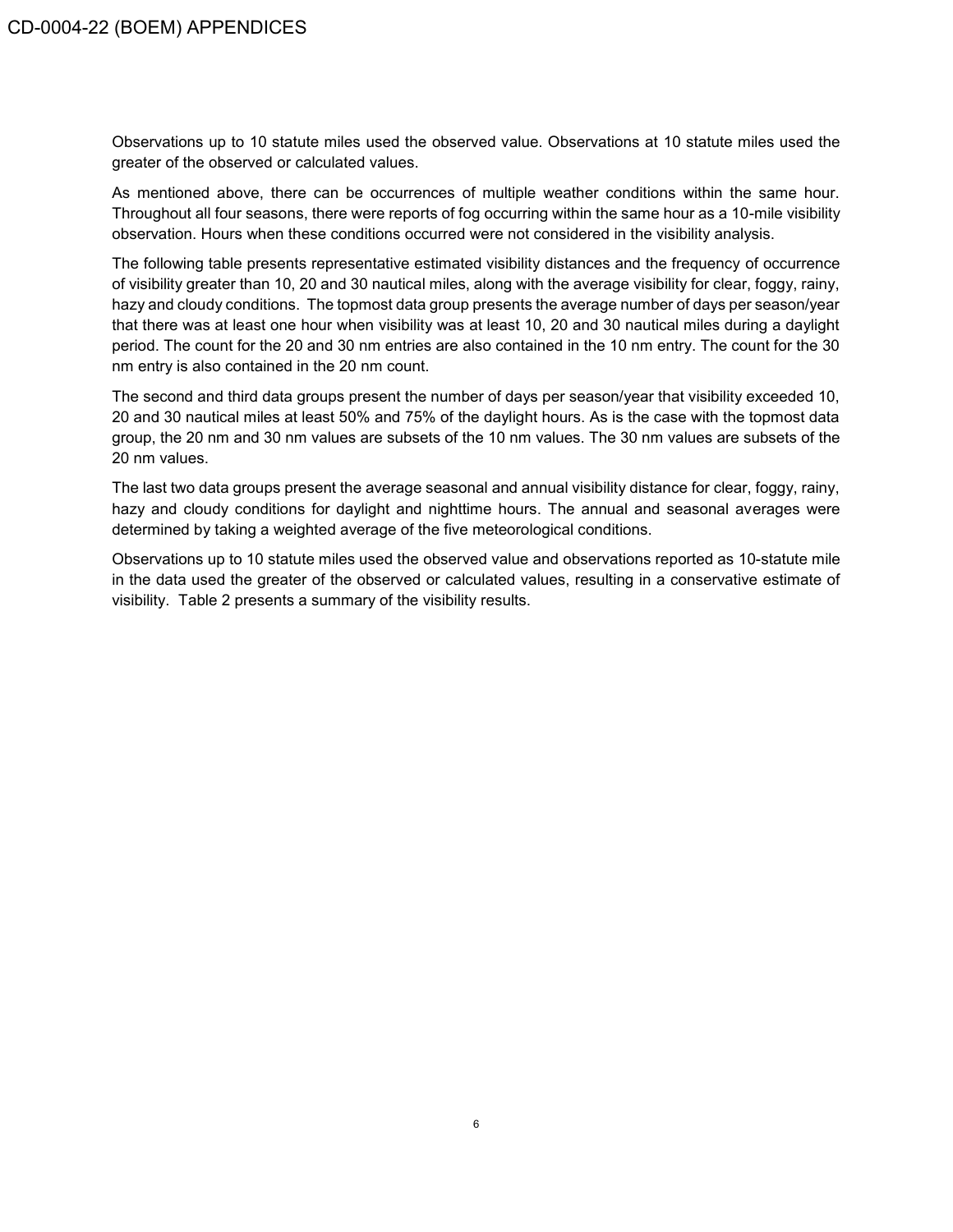Observations up to 10 statute miles used the observed value. Observations at 10 statute miles used the greater of the observed or calculated values.

As mentioned above, there can be occurrences of multiple weather conditions within the same hour. Throughout all four seasons, there were reports of fog occurring within the same hour as a 10-mile visibility observation. Hours when these conditions occurred were not considered in the visibility analysis.

The following table presents representative estimated visibility distances and the frequency of occurrence of visibility greater than 10, 20 and 30 nautical miles, along with the average visibility for clear, foggy, rainy, hazy and cloudy conditions. The topmost data group presents the average number of days per season/year that there was at least one hour when visibility was at least 10, 20 and 30 nautical miles during a daylight period. The count for the 20 and 30 nm entries are also contained in the 10 nm entry. The count for the 30 nm entry is also contained in the 20 nm count.

The second and third data groups present the number of days per season/year that visibility exceeded 10, 20 and 30 nautical miles at least 50% and 75% of the daylight hours. As is the case with the topmost data group, the 20 nm and 30 nm values are subsets of the 10 nm values. The 30 nm values are subsets of the 20 nm values.

The last two data groups present the average seasonal and annual visibility distance for clear, foggy, rainy, hazy and cloudy conditions for daylight and nighttime hours. The annual and seasonal averages were determined by taking a weighted average of the five meteorological conditions.

Observations up to 10 statute miles used the observed value and observations reported as 10-statute mile in the data used the greater of the observed or calculated values, resulting in a conservative estimate of visibility. Table 2 presents a summary of the visibility results.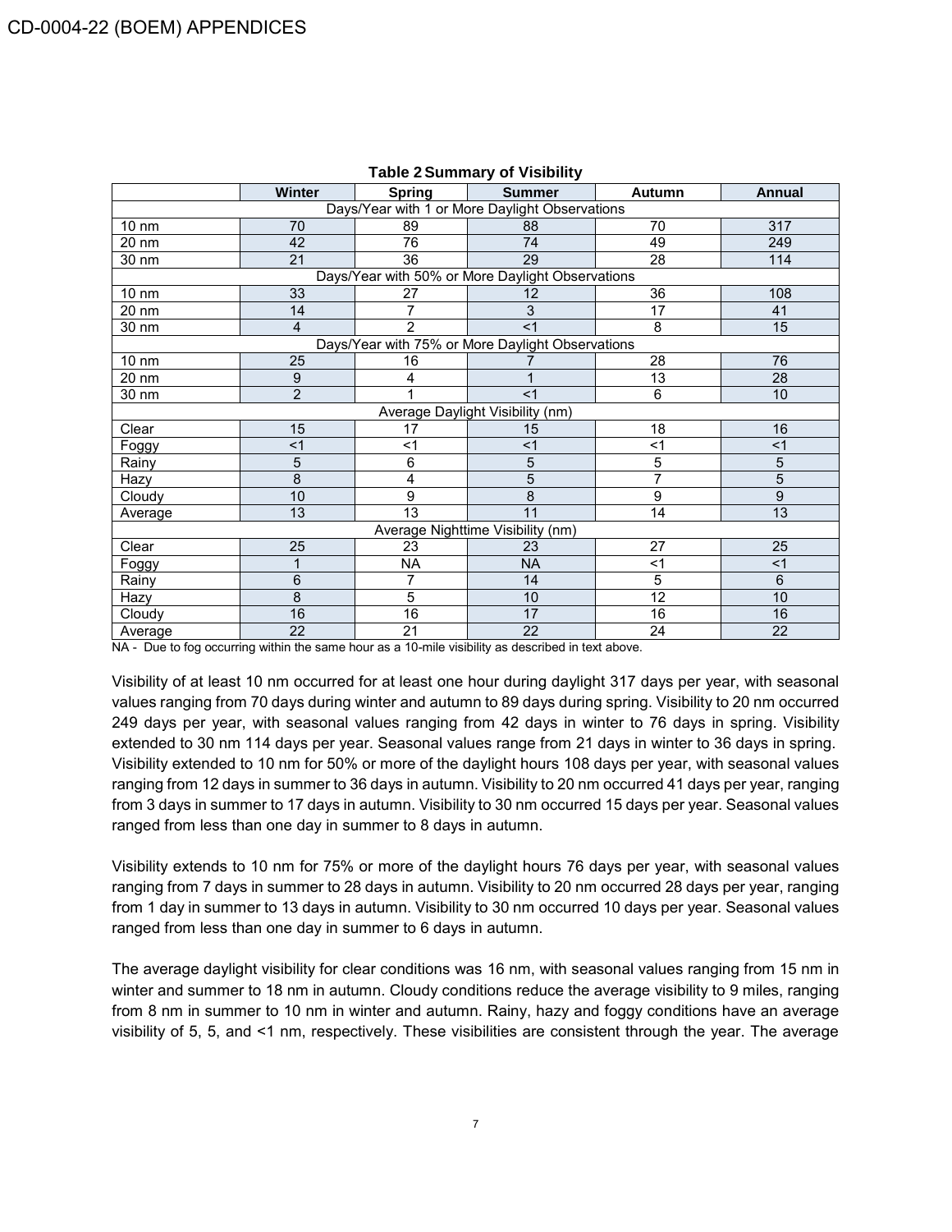**Table 2 Summary of Visibility**

| | Winter | Spring | Summer | Autumn | Annual |
|---|---|---|---|---|---|
| Days/Year with 1 or More Daylight Observations | | | | | |
| 10 nm | 70 | 89 | 88 | 70 | 317 |
| 20 nm | 42 | 76 | 74 | 49 | 249 |
| 30 nm | 21 | 36 | 29 | 28 | 114 |
| Days/Year with 50% or More Daylight Observations | | | | | |
| 10 nm | 33 | 27 | 12 | 36 | 108 |
| 20 nm | 14 | 7 | 3 | 17 | 41 |
| 30 nm | 4 | 2 | <1 | 8 | 15 |
| Days/Year with 75% or More Daylight Observations | | | | | |
| 10 nm | 25 | 16 | 7 | 28 | 76 |
| 20 nm | 9 | 4 | 1 | 13 | 28 |
| 30 nm | 2 | 1 | <1 | 6 | 10 |
| Average Daylight Visibility (nm) | | | | | |
| Clear | 15 | 17 | 15 | 18 | 16 |
| Foggy | <1 | <1 | <1 | <1 | <1 |
| Rainy | 5 | 6 | 5 | 5 | 5 |
| Hazy | 8 | 4 | 5 | 7 | 5 |
| Cloudy | 10 | 9 | 8 | 9 | 9 |
| Average | 13 | 13 | 11 | 14 | 13 |
| Average Nighttime Visibility (nm) | | | | | |
| Clear | 25 | 23 | 23 | 27 | 25 |
| Foggy | 1 | NA | NA | <1 | <1 |
| Rainy | 6 | 7 | 14 | 5 | 6 |
| Hazy | 8 | 5 | 10 | 12 | 10 |
| Cloudy | 16 | 16 | 17 | 16 | 16 |
| Average | 22 | 21 | 22 | 24 | 22 |

NA - Due to fog occurring within the same hour as a 10-mile visibility as described in text above.

Visibility of at least 10 nm occurred for at least one hour during daylight 317 days per year, with seasonal values ranging from 70 days during winter and autumn to 89 days during spring. Visibility to 20 nm occurred 249 days per year, with seasonal values ranging from 42 days in winter to 76 days in spring. Visibility extended to 30 nm 114 days per year. Seasonal values range from 21 days in winter to 36 days in spring. Visibility extended to 10 nm for 50% or more of the daylight hours 108 days per year, with seasonal values ranging from 12 days in summer to 36 days in autumn. Visibility to 20 nm occurred 41 days per year, ranging from 3 days in summer to 17 days in autumn. Visibility to 30 nm occurred 15 days per year. Seasonal values ranged from less than one day in summer to 8 days in autumn.

Visibility extends to 10 nm for 75% or more of the daylight hours 76 days per year, with seasonal values ranging from 7 days in summer to 28 days in autumn. Visibility to 20 nm occurred 28 days per year, ranging from 1 day in summer to 13 days in autumn. Visibility to 30 nm occurred 10 days per year. Seasonal values ranged from less than one day in summer to 6 days in autumn.

The average daylight visibility for clear conditions was 16 nm, with seasonal values ranging from 15 nm in winter and summer to 18 nm in autumn. Cloudy conditions reduce the average visibility to 9 miles, ranging from 8 nm in summer to 10 nm in winter and autumn. Rainy, hazy and foggy conditions have an average visibility of 5, 5, and <1 nm, respectively. These visibilities are consistent through the year. The average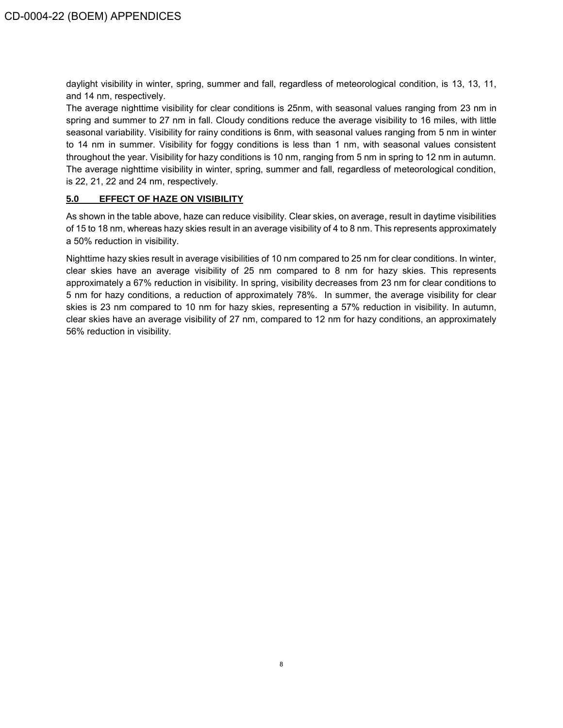daylight visibility in winter, spring, summer and fall, regardless of meteorological condition, is 13, 13, 11, and 14 nm, respectively.

The average nighttime visibility for clear conditions is 25nm, with seasonal values ranging from 23 nm in spring and summer to 27 nm in fall. Cloudy conditions reduce the average visibility to 16 miles, with little seasonal variability. Visibility for rainy conditions is 6nm, with seasonal values ranging from 5 nm in winter to 14 nm in summer. Visibility for foggy conditions is less than 1 nm, with seasonal values consistent throughout the year. Visibility for hazy conditions is 10 nm, ranging from 5 nm in spring to 12 nm in autumn. The average nighttime visibility in winter, spring, summer and fall, regardless of meteorological condition, is 22, 21, 22 and 24 nm, respectively.

## 5.0 EFFECT OF HAZE ON VISIBILITY

As shown in the table above, haze can reduce visibility. Clear skies, on average, result in daytime visibilities of 15 to 18 nm, whereas hazy skies result in an average visibility of 4 to 8 nm. This represents approximately a 50% reduction in visibility.

Nighttime hazy skies result in average visibilities of 10 nm compared to 25 nm for clear conditions. In winter, clear skies have an average visibility of 25 nm compared to 8 nm for hazy skies. This represents approximately a 67% reduction in visibility. In spring, visibility decreases from 23 nm for clear conditions to 5 nm for hazy conditions, a reduction of approximately 78%. In summer, the average visibility for clear skies is 23 nm compared to 10 nm for hazy skies, representing a 57% reduction in visibility. In autumn, clear skies have an average visibility of 27 nm, compared to 12 nm for hazy conditions, an approximately 56% reduction in visibility.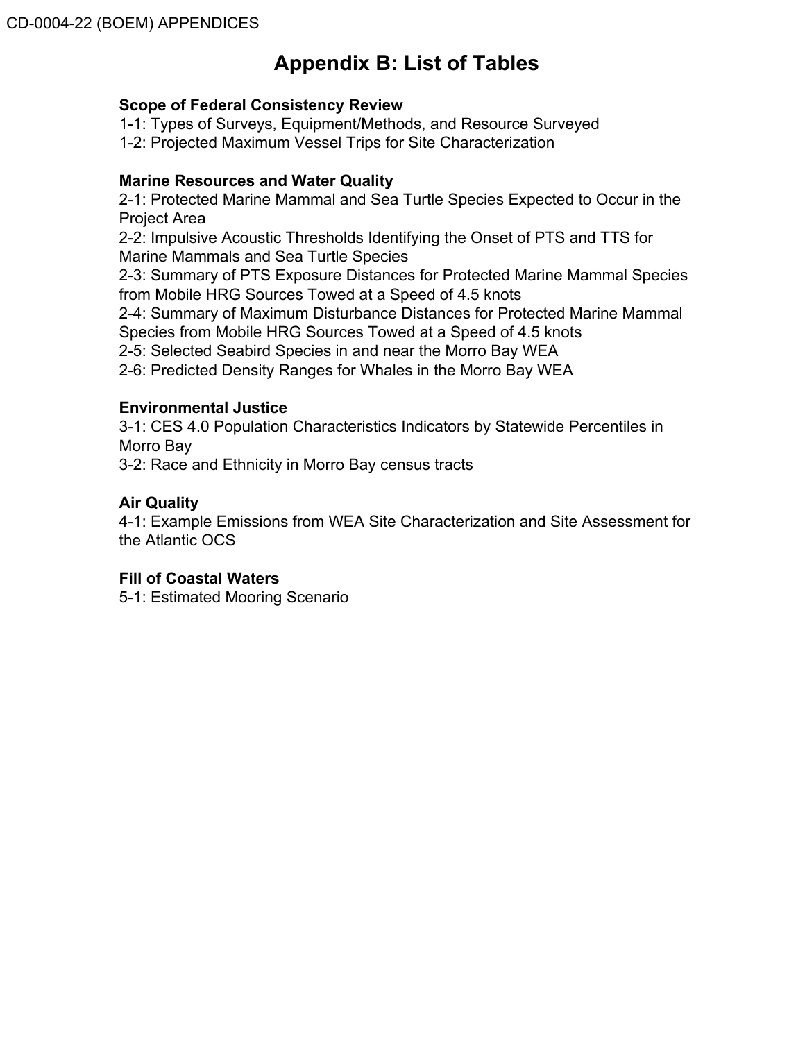# Appendix B: List of Tables

**Scope of Federal Consistency Review**

1-1: Types of Surveys, Equipment/Methods, and Resource Surveyed
1-2: Projected Maximum Vessel Trips for Site Characterization

**Marine Resources and Water Quality**

2-1: Protected Marine Mammal and Sea Turtle Species Expected to Occur in the Project Area
2-2: Impulsive Acoustic Thresholds Identifying the Onset of PTS and TTS for Marine Mammals and Sea Turtle Species
2-3: Summary of PTS Exposure Distances for Protected Marine Mammal Species from Mobile HRG Sources Towed at a Speed of 4.5 knots
2-4: Summary of Maximum Disturbance Distances for Protected Marine Mammal Species from Mobile HRG Sources Towed at a Speed of 4.5 knots
2-5: Selected Seabird Species in and near the Morro Bay WEA
2-6: Predicted Density Ranges for Whales in the Morro Bay WEA

**Environmental Justice**

3-1: CES 4.0 Population Characteristics Indicators by Statewide Percentiles in Morro Bay
3-2: Race and Ethnicity in Morro Bay census tracts

**Air Quality**

4-1: Example Emissions from WEA Site Characterization and Site Assessment for the Atlantic OCS

**Fill of Coastal Waters**

5-1: Estimated Mooring Scenario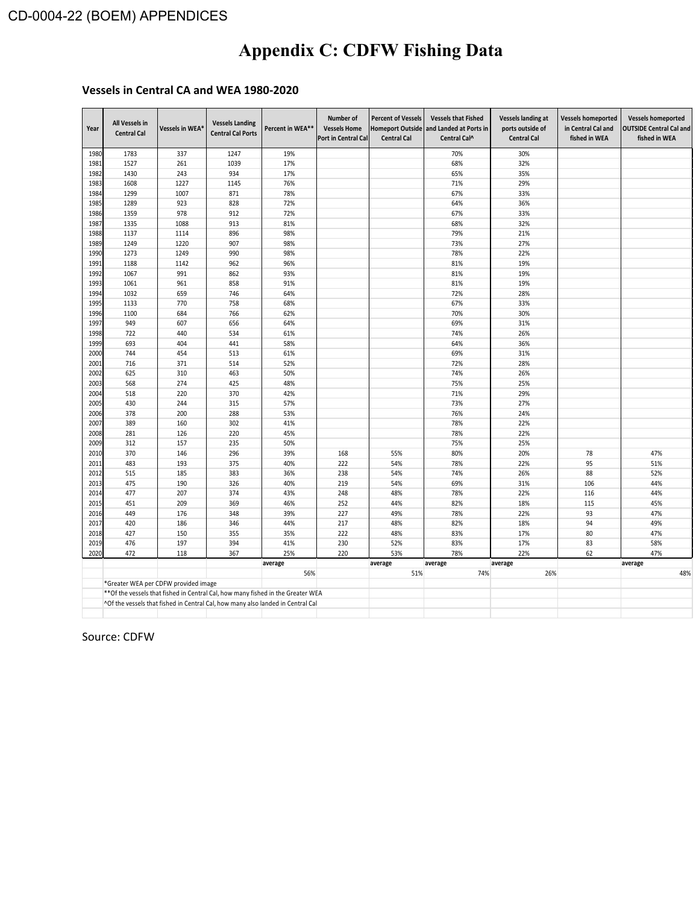# Appendix C: CDFW Fishing Data

### Vessels in Central CA and WEA 1980-2020

| Year | All Vessels in Central Cal | Vessels in WEA* | Vessels Landing Central Cal Ports | Percent in WEA** | Number of Vessels Home Port in Central Cal | Percent of Vessels Homeport Outside Central Cal | Vessels that Fished and Landed at Ports in Central Cal^ | Vessels landing at ports outside of Central Cal | Vessels homeported in Central Cal and fished in WEA | Vessels homeported OUTSIDE Central Cal and fished in WEA |
|---|---|---|---|---|---|---|---|---|---|---|
| 1980 | 1783 | 337 | 1247 | 19% | | | 70% | 30% | | |
| 1981 | 1527 | 261 | 1039 | 17% | | | 68% | 32% | | |
| 1982 | 1430 | 243 | 934 | 17% | | | 65% | 35% | | |
| 1983 | 1608 | 1227 | 1145 | 76% | | | 71% | 29% | | |
| 1984 | 1299 | 1007 | 871 | 78% | | | 67% | 33% | | |
| 1985 | 1289 | 923 | 828 | 72% | | | 64% | 36% | | |
| 1986 | 1359 | 978 | 912 | 72% | | | 67% | 33% | | |
| 1987 | 1335 | 1088 | 913 | 81% | | | 68% | 32% | | |
| 1988 | 1137 | 1114 | 896 | 98% | | | 79% | 21% | | |
| 1989 | 1249 | 1220 | 907 | 98% | | | 73% | 27% | | |
| 1990 | 1273 | 1249 | 990 | 98% | | | 78% | 22% | | |
| 1991 | 1188 | 1142 | 962 | 96% | | | 81% | 19% | | |
| 1992 | 1067 | 991 | 862 | 93% | | | 81% | 19% | | |
| 1993 | 1061 | 961 | 858 | 91% | | | 81% | 19% | | |
| 1994 | 1032 | 659 | 746 | 64% | | | 72% | 28% | | |
| 1995 | 1133 | 770 | 758 | 68% | | | 67% | 33% | | |
| 1996 | 1100 | 684 | 766 | 62% | | | 70% | 30% | | |
| 1997 | 949 | 607 | 656 | 64% | | | 69% | 31% | | |
| 1998 | 722 | 440 | 534 | 61% | | | 74% | 26% | | |
| 1999 | 693 | 404 | 441 | 58% | | | 64% | 36% | | |
| 2000 | 744 | 454 | 513 | 61% | | | 69% | 31% | | |
| 2001 | 716 | 371 | 514 | 52% | | | 72% | 28% | | |
| 2002 | 625 | 310 | 463 | 50% | | | 74% | 26% | | |
| 2003 | 568 | 274 | 425 | 48% | | | 75% | 25% | | |
| 2004 | 518 | 220 | 370 | 42% | | | 71% | 29% | | |
| 2005 | 430 | 244 | 315 | 57% | | | 73% | 27% | | |
| 2006 | 378 | 200 | 288 | 53% | | | 76% | 24% | | |
| 2007 | 389 | 160 | 302 | 41% | | | 78% | 22% | | |
| 2008 | 281 | 126 | 220 | 45% | | | 78% | 22% | | |
| 2009 | 312 | 157 | 235 | 50% | | | 75% | 25% | | |
| 2010 | 370 | 146 | 296 | 39% | 168 | 55% | 80% | 20% | 78 | 47% |
| 2011 | 483 | 193 | 375 | 40% | 222 | 54% | 78% | 22% | 95 | 51% |
| 2012 | 515 | 185 | 383 | 36% | 238 | 54% | 74% | 26% | 88 | 52% |
| 2013 | 475 | 190 | 326 | 40% | 219 | 54% | 69% | 31% | 106 | 44% |
| 2014 | 477 | 207 | 374 | 43% | 248 | 48% | 78% | 22% | 116 | 44% |
| 2015 | 451 | 209 | 369 | 46% | 252 | 44% | 82% | 18% | 115 | 45% |
| 2016 | 449 | 176 | 348 | 39% | 227 | 49% | 78% | 22% | 93 | 47% |
| 2017 | 420 | 186 | 346 | 44% | 217 | 48% | 82% | 18% | 94 | 49% |
| 2018 | 427 | 150 | 355 | 35% | 222 | 48% | 83% | 17% | 80 | 47% |
| 2019 | 476 | 197 | 394 | 41% | 230 | 52% | 83% | 17% | 83 | 58% |
| 2020 | 472 | 118 | 367 | 25% | 220 | 53% | 78% | 22% | 62 | 47% |
| | | | | average | | average | average | average | | average |
| | | | | 56% | | 51% | 74% | 26% | | 48% |

*Greater WEA per CDFW provided image

**Of the vessels that fished in Central Cal, how many fished in the Greater WEA

^Of the vessels that fished in Central Cal, how many also landed in Central Cal

Source: CDFW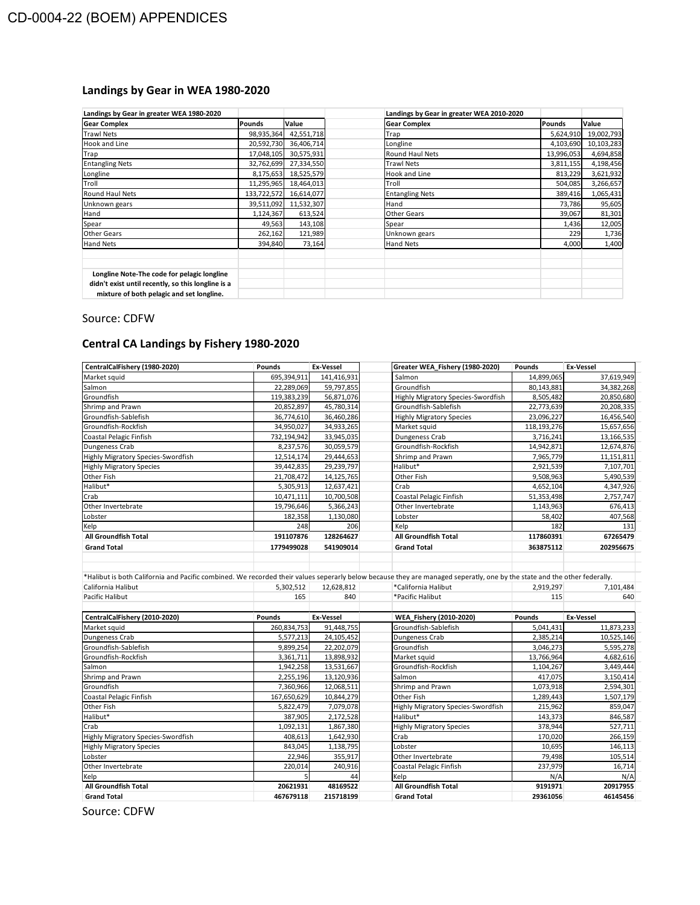# CD-0004-22 (BOEM) APPENDICES

## Landings by Gear in WEA 1980-2020

| Landings by Gear in greater WEA 1980-2020 | | |
|---|---|---|
| **Gear Complex** | **Pounds** | **Value** |
| Trawl Nets | 98,935,364 | 42,551,718 |
| Hook and Line | 20,592,730 | 36,406,714 |
| Trap | 17,048,105 | 30,575,931 |
| Entangling Nets | 32,762,699 | 27,334,550 |
| Longline | 8,175,653 | 18,525,579 |
| Troll | 11,295,965 | 18,464,013 |
| Round Haul Nets | 133,722,572 | 16,614,077 |
| Unknown gears | 39,511,092 | 11,532,307 |
| Hand | 1,124,367 | 613,524 |
| Spear | 49,563 | 143,108 |
| Other Gears | 262,162 | 121,989 |
| Hand Nets | 394,840 | 73,164 |

**Longline Note-The code for pelagic longline didn't exist until recently, so this longline is a mixture of both pelagic and set longline.**

| Landings by Gear in greater WEA 2010-2020 | | |
|---|---|---|
| **Gear Complex** | **Pounds** | **Value** |
| Trap | 5,624,910 | 19,002,793 |
| Longline | 4,103,690 | 10,103,283 |
| Round Haul Nets | 13,996,053 | 4,694,858 |
| Trawl Nets | 3,811,155 | 4,198,456 |
| Hook and Line | 813,229 | 3,621,932 |
| Troll | 504,085 | 3,266,657 |
| Entangling Nets | 389,416 | 1,065,431 |
| Hand | 73,786 | 95,605 |
| Other Gears | 39,067 | 81,301 |
| Spear | 1,436 | 12,005 |
| Unknown gears | 229 | 1,736 |
| Hand Nets | 4,000 | 1,400 |

Source: CDFW

## Central CA Landings by Fishery 1980-2020

| CentralCalFishery (1980-2020) | Pounds | Ex-Vessel |
|---|---|---|
| Market squid | 695,394,911 | 141,416,931 |
| Salmon | 22,289,069 | 59,797,855 |
| Groundfish | 119,383,239 | 56,871,076 |
| Shrimp and Prawn | 20,852,897 | 45,780,314 |
| Groundfish-Sablefish | 36,774,610 | 36,460,286 |
| Groundfish-Rockfish | 34,950,027 | 34,933,265 |
| Coastal Pelagic Finfish | 732,194,942 | 33,945,035 |
| Dungeness Crab | 8,237,576 | 30,059,579 |
| Highly Migratory Species-Swordfish | 12,514,174 | 29,444,653 |
| Highly Migratory Species | 39,442,835 | 29,239,797 |
| Other Fish | 21,708,472 | 14,125,765 |
| Halibut* | 5,305,913 | 12,637,421 |
| Crab | 10,471,111 | 10,700,508 |
| Other Invertebrate | 19,796,646 | 5,366,243 |
| Lobster | 182,358 | 1,130,080 |
| Kelp | 248 | 206 |
| **All Groundfish Total** | **191107876** | **128264627** |
| **Grand Total** | **1779499028** | **541909014** |

| Greater WEA_Fishery (1980-2020) | Pounds | Ex-Vessel |
|---|---|---|
| Salmon | 14,899,065 | 37,619,949 |
| Groundfish | 80,143,881 | 34,382,268 |
| Highly Migratory Species-Swordfish | 8,505,482 | 20,850,680 |
| Groundfish-Sablefish | 22,773,639 | 20,208,335 |
| Highly Migratory Species | 23,096,227 | 16,456,540 |
| Market squid | 118,193,276 | 15,657,656 |
| Dungeness Crab | 3,716,241 | 13,166,535 |
| Groundfish-Rockfish | 14,942,871 | 12,674,876 |
| Shrimp and Prawn | 7,965,779 | 11,151,811 |
| Halibut* | 2,921,539 | 7,107,701 |
| Other Fish | 9,508,963 | 5,490,539 |
| Crab | 4,652,104 | 4,347,926 |
| Coastal Pelagic Finfish | 51,353,498 | 2,757,747 |
| Other Invertebrate | 1,143,963 | 676,413 |
| Lobster | 58,402 | 407,568 |
| Kelp | 182 | 131 |
| **All Groundfish Total** | **117860391** | **67265479** |
| **Grand Total** | **363875112** | **202956675** |

*Halibut is both California and Pacific combined. We recorded their values seperarly below because they are managed seperatly, one by the state and the other federally.

| | Pounds | Ex-Vessel |
|---|---|---|
| California Halibut | 5,302,512 | 12,628,812 |
| Pacific Halibut | 165 | 840 |

| | Pounds | Ex-Vessel |
|---|---|---|
| *California Halibut | 2,919,297 | 7,101,484 |
| *Pacific Halibut | 115 | 640 |

| CentralCalFishery (2010-2020) | Pounds | Ex-Vessel |
|---|---|---|
| Market squid | 260,834,753 | 91,448,755 |
| Dungeness Crab | 5,577,213 | 24,105,452 |
| Groundfish-Sablefish | 9,899,254 | 22,202,079 |
| Groundfish-Rockfish | 3,361,711 | 13,898,932 |
| Salmon | 1,942,258 | 13,531,667 |
| Shrimp and Prawn | 2,255,196 | 13,120,936 |
| Groundfish | 7,360,966 | 12,068,511 |
| Coastal Pelagic Finfish | 167,650,629 | 10,844,279 |
| Other Fish | 5,822,479 | 7,079,078 |
| Halibut* | 387,905 | 2,172,528 |
| Crab | 1,092,131 | 1,867,380 |
| Highly Migratory Species-Swordfish | 408,613 | 1,642,930 |
| Highly Migratory Species | 843,045 | 1,138,795 |
| Lobster | 22,946 | 355,917 |
| Other Invertebrate | 220,014 | 240,916 |
| Kelp | 5 | 44 |
| **All Groundfish Total** | **20621931** | **48169522** |
| **Grand Total** | **467679118** | **215718199** |

| WEA_Fishery (2010-2020) | Pounds | Ex-Vessel |
|---|---|---|
| Groundfish-Sablefish | 5,041,431 | 11,873,233 |
| Dungeness Crab | 2,385,214 | 10,525,146 |
| Groundfish | 3,046,273 | 5,595,278 |
| Market squid | 13,766,964 | 4,682,616 |
| Groundfish-Rockfish | 1,104,267 | 3,449,444 |
| Salmon | 417,075 | 3,150,414 |
| Shrimp and Prawn | 1,073,918 | 2,594,301 |
| Other Fish | 1,289,443 | 1,507,179 |
| Highly Migratory Species-Swordfish | 215,962 | 859,047 |
| Halibut* | 143,373 | 846,587 |
| Highly Migratory Species | 378,944 | 527,711 |
| Crab | 170,020 | 266,159 |
| Lobster | 10,695 | 146,113 |
| Other Invertebrate | 79,498 | 105,514 |
| Coastal Pelagic Finfish | 237,979 | 16,714 |
| Kelp | N/A | N/A |
| **All Groundfish Total** | **9191971** | **20917955** |
| **Grand Total** | **29361056** | **46145456** |

Source: CDFW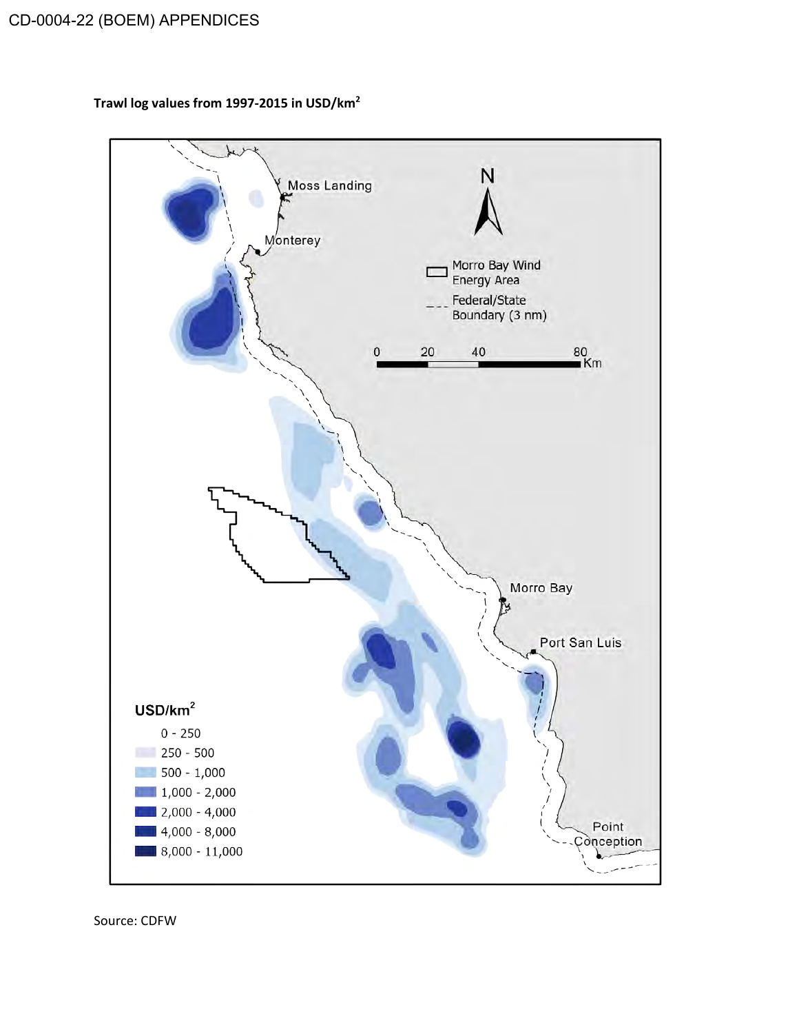**Trawl log values from 1997-2015 in USD/km$^2$**

Source: CDFW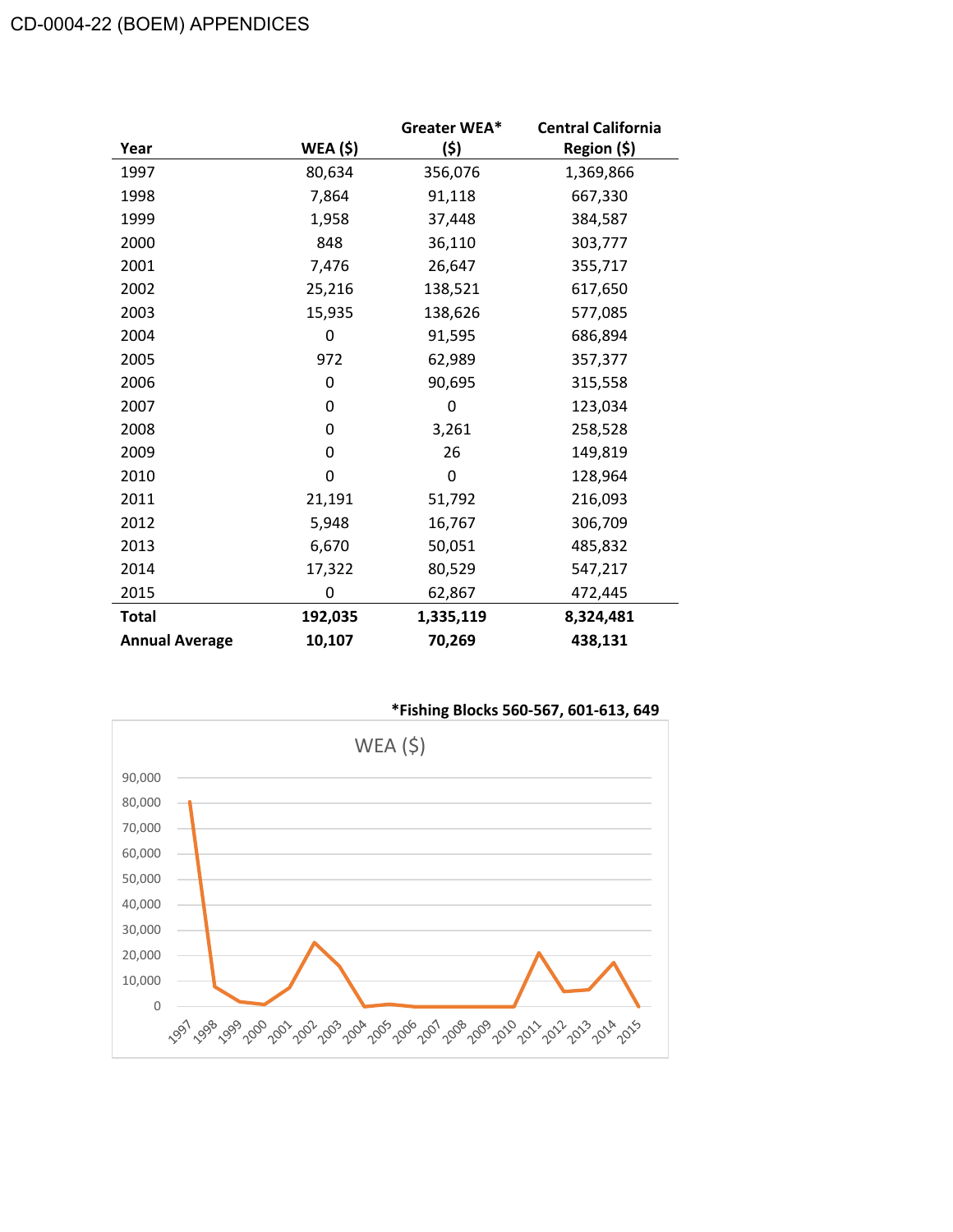| Year | WEA ($) | Greater WEA* ($) | Central California Region ($) |
|---|---|---|---|
| 1997 | 80,634 | 356,076 | 1,369,866 |
| 1998 | 7,864 | 91,118 | 667,330 |
| 1999 | 1,958 | 37,448 | 384,587 |
| 2000 | 848 | 36,110 | 303,777 |
| 2001 | 7,476 | 26,647 | 355,717 |
| 2002 | 25,216 | 138,521 | 617,650 |
| 2003 | 15,935 | 138,626 | 577,085 |
| 2004 | 0 | 91,595 | 686,894 |
| 2005 | 972 | 62,989 | 357,377 |
| 2006 | 0 | 90,695 | 315,558 |
| 2007 | 0 | 0 | 123,034 |
| 2008 | 0 | 3,261 | 258,528 |
| 2009 | 0 | 26 | 149,819 |
| 2010 | 0 | 0 | 128,964 |
| 2011 | 21,191 | 51,792 | 216,093 |
| 2012 | 5,948 | 16,767 | 306,709 |
| 2013 | 6,670 | 50,051 | 485,832 |
| 2014 | 17,322 | 80,529 | 547,217 |
| 2015 | 0 | 62,867 | 472,445 |
| **Total** | **192,035** | **1,335,119** | **8,324,481** |
| **Annual Average** | **10,107** | **70,269** | **438,131** |

**\*Fishing Blocks 560-567, 601-613, 649**

WEA ($)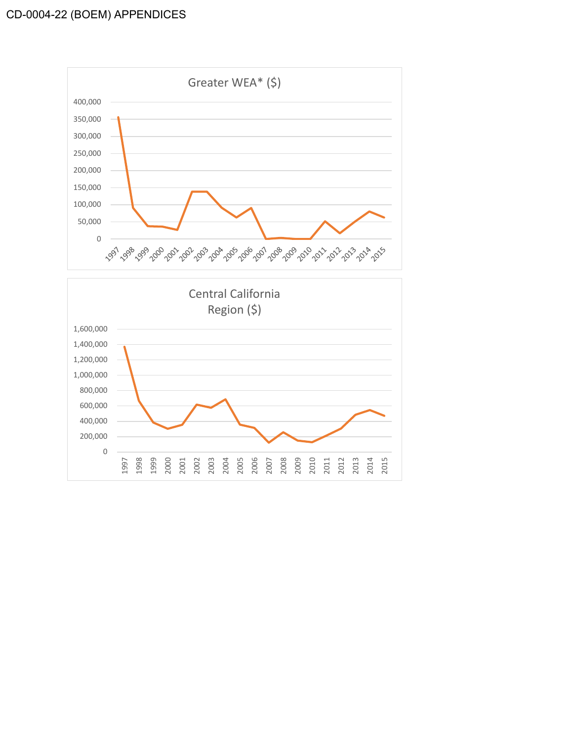Greater WEA* ($)

Central California Region ($)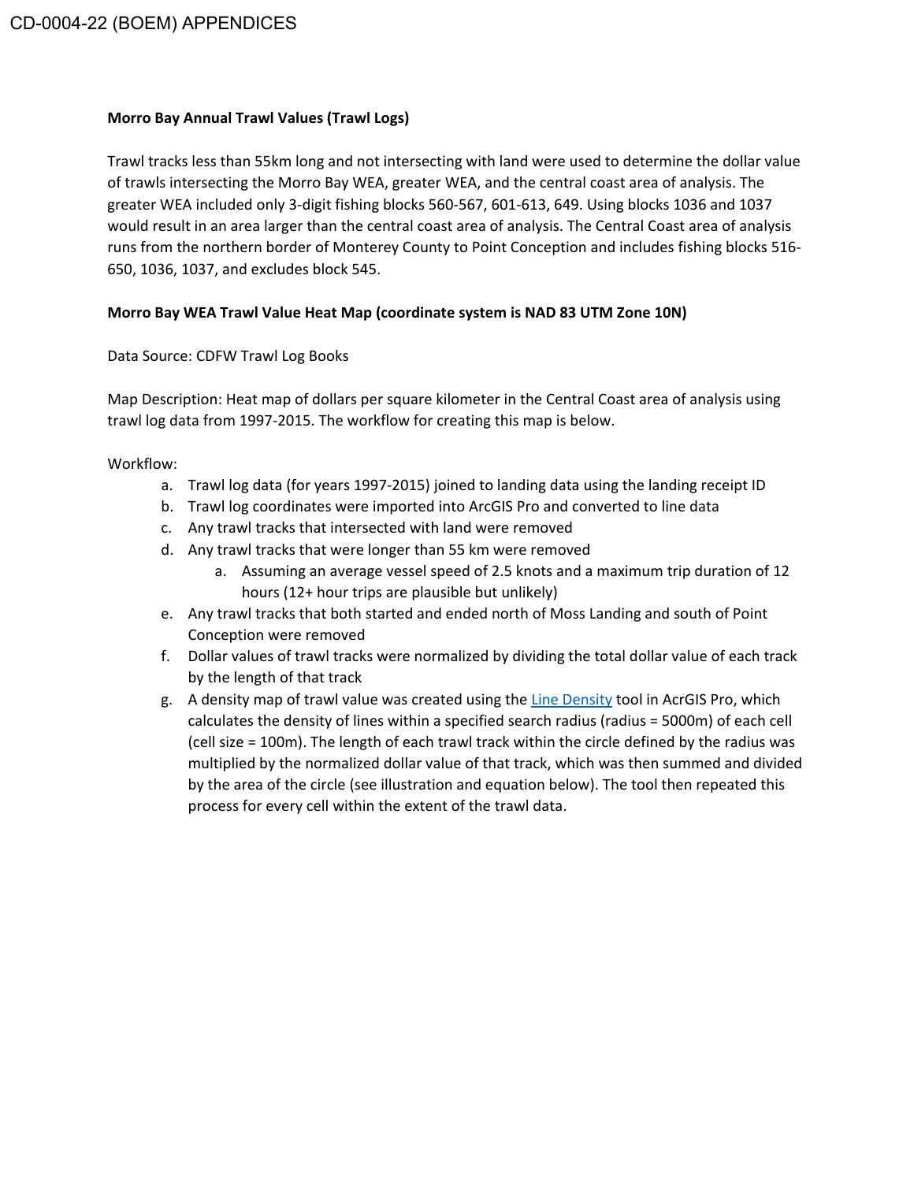**Morro Bay Annual Trawl Values (Trawl Logs)**

Trawl tracks less than 55km long and not intersecting with land were used to determine the dollar value of trawls intersecting the Morro Bay WEA, greater WEA, and the central coast area of analysis. The greater WEA included only 3-digit fishing blocks 560-567, 601-613, 649. Using blocks 1036 and 1037 would result in an area larger than the central coast area of analysis. The Central Coast area of analysis runs from the northern border of Monterey County to Point Conception and includes fishing blocks 516-650, 1036, 1037, and excludes block 545.

**Morro Bay WEA Trawl Value Heat Map (coordinate system is NAD 83 UTM Zone 10N)**

Data Source: CDFW Trawl Log Books

Map Description: Heat map of dollars per square kilometer in the Central Coast area of analysis using trawl log data from 1997-2015. The workflow for creating this map is below.

Workflow:

a. Trawl log data (for years 1997-2015) joined to landing data using the landing receipt ID
b. Trawl log coordinates were imported into ArcGIS Pro and converted to line data
c. Any trawl tracks that intersected with land were removed
d. Any trawl tracks that were longer than 55 km were removed
    a. Assuming an average vessel speed of 2.5 knots and a maximum trip duration of 12 hours (12+ hour trips are plausible but unlikely)
e. Any trawl tracks that both started and ended north of Moss Landing and south of Point Conception were removed
f. Dollar values of trawl tracks were normalized by dividing the total dollar value of each track by the length of that track
g. A density map of trawl value was created using the Line Density tool in AcrGIS Pro, which calculates the density of lines within a specified search radius (radius = 5000m) of each cell (cell size = 100m). The length of each trawl track within the circle defined by the radius was multiplied by the normalized dollar value of that track, which was then summed and divided by the area of the circle (see illustration and equation below). The tool then repeated this process for every cell within the extent of the trawl data.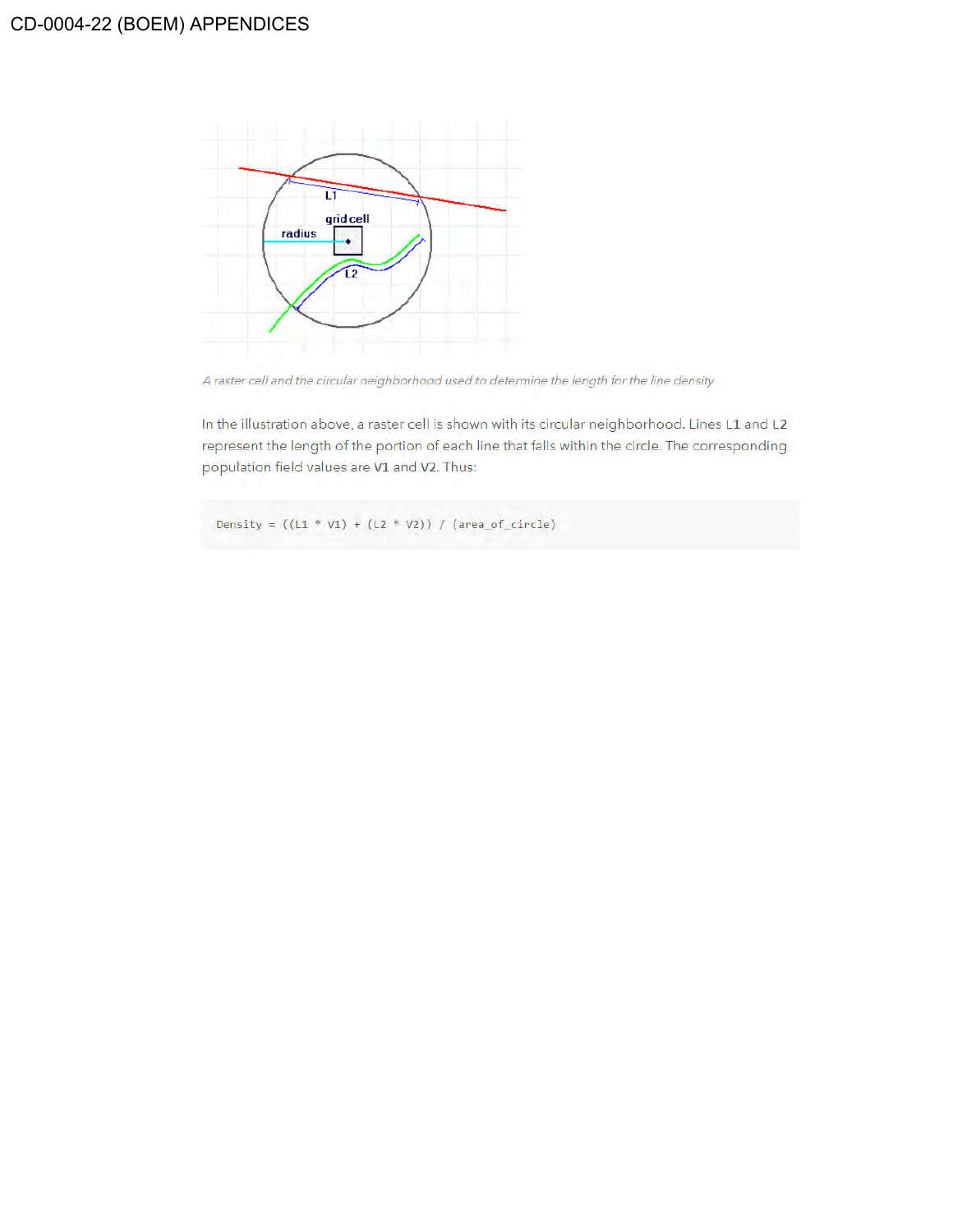*A raster cell and the circular neighborhood used to determine the length for the line density*

In the illustration above, a raster cell is shown with its circular neighborhood. Lines L1 and L2 represent the length of the portion of each line that falls within the circle. The corresponding population field values are V1 and V2. Thus:

```
Density = ((L1 * V1) + (L2 * V2)) / (area_of_circle)
```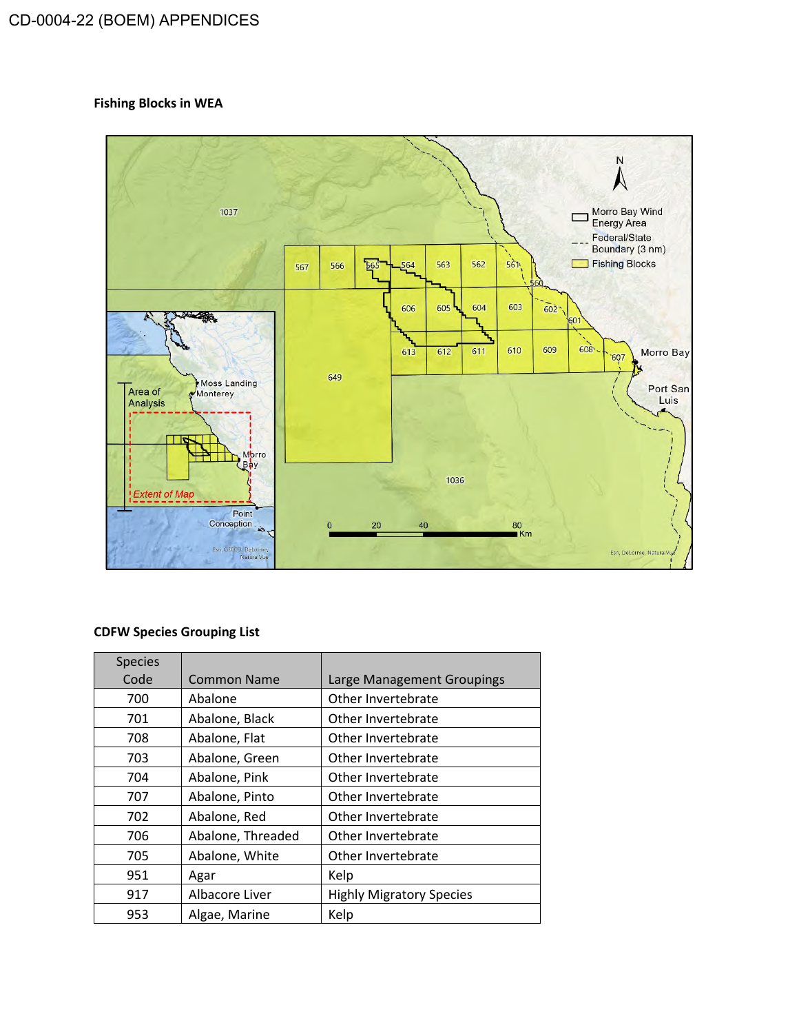## Fishing Blocks in WEA

## CDFW Species Grouping List

| Species Code | Common Name | Large Management Groupings |
|---|---|---|
| 700 | Abalone | Other Invertebrate |
| 701 | Abalone, Black | Other Invertebrate |
| 708 | Abalone, Flat | Other Invertebrate |
| 703 | Abalone, Green | Other Invertebrate |
| 704 | Abalone, Pink | Other Invertebrate |
| 707 | Abalone, Pinto | Other Invertebrate |
| 702 | Abalone, Red | Other Invertebrate |
| 706 | Abalone, Threaded | Other Invertebrate |
| 705 | Abalone, White | Other Invertebrate |
| 951 | Agar | Kelp |
| 917 | Albacore Liver | Highly Migratory Species |
| 953 | Algae, Marine | Kelp |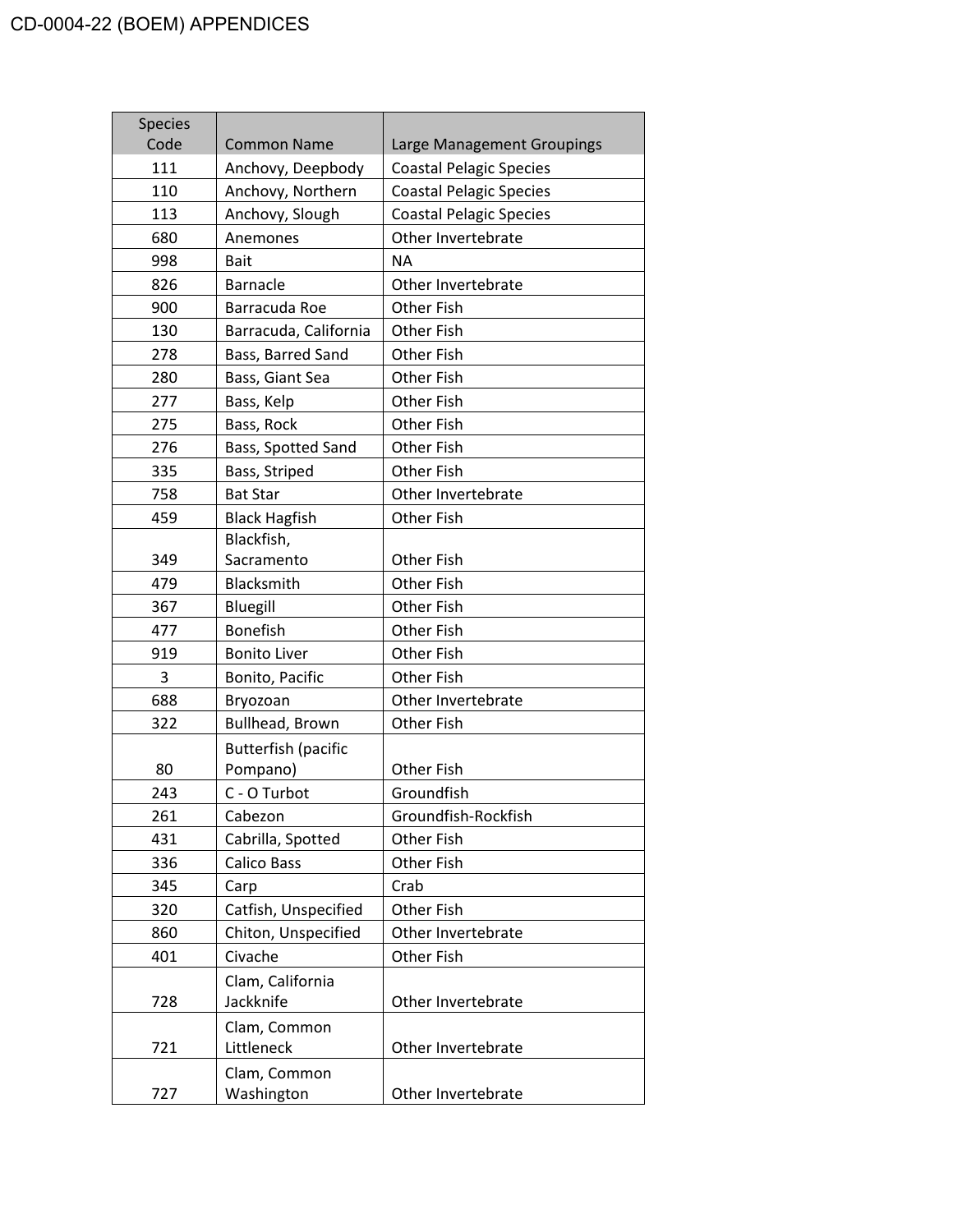| Species Code | Common Name | Large Management Groupings |
| --- | --- | --- |
| 111 | Anchovy, Deepbody | Coastal Pelagic Species |
| 110 | Anchovy, Northern | Coastal Pelagic Species |
| 113 | Anchovy, Slough | Coastal Pelagic Species |
| 680 | Anemones | Other Invertebrate |
| 998 | Bait | NA |
| 826 | Barnacle | Other Invertebrate |
| 900 | Barracuda Roe | Other Fish |
| 130 | Barracuda, California | Other Fish |
| 278 | Bass, Barred Sand | Other Fish |
| 280 | Bass, Giant Sea | Other Fish |
| 277 | Bass, Kelp | Other Fish |
| 275 | Bass, Rock | Other Fish |
| 276 | Bass, Spotted Sand | Other Fish |
| 335 | Bass, Striped | Other Fish |
| 758 | Bat Star | Other Invertebrate |
| 459 | Black Hagfish | Other Fish |
| 349 | Blackfish, Sacramento | Other Fish |
| 479 | Blacksmith | Other Fish |
| 367 | Bluegill | Other Fish |
| 477 | Bonefish | Other Fish |
| 919 | Bonito Liver | Other Fish |
| 3 | Bonito, Pacific | Other Fish |
| 688 | Bryozoan | Other Invertebrate |
| 322 | Bullhead, Brown | Other Fish |
| 80 | Butterfish (pacific Pompano) | Other Fish |
| 243 | C - O Turbot | Groundfish |
| 261 | Cabezon | Groundfish-Rockfish |
| 431 | Cabrilla, Spotted | Other Fish |
| 336 | Calico Bass | Other Fish |
| 345 | Carp | Crab |
| 320 | Catfish, Unspecified | Other Fish |
| 860 | Chiton, Unspecified | Other Invertebrate |
| 401 | Civache | Other Fish |
| 728 | Clam, California Jackknife | Other Invertebrate |
| 721 | Clam, Common Littleneck | Other Invertebrate |
| 727 | Clam, Common Washington | Other Invertebrate |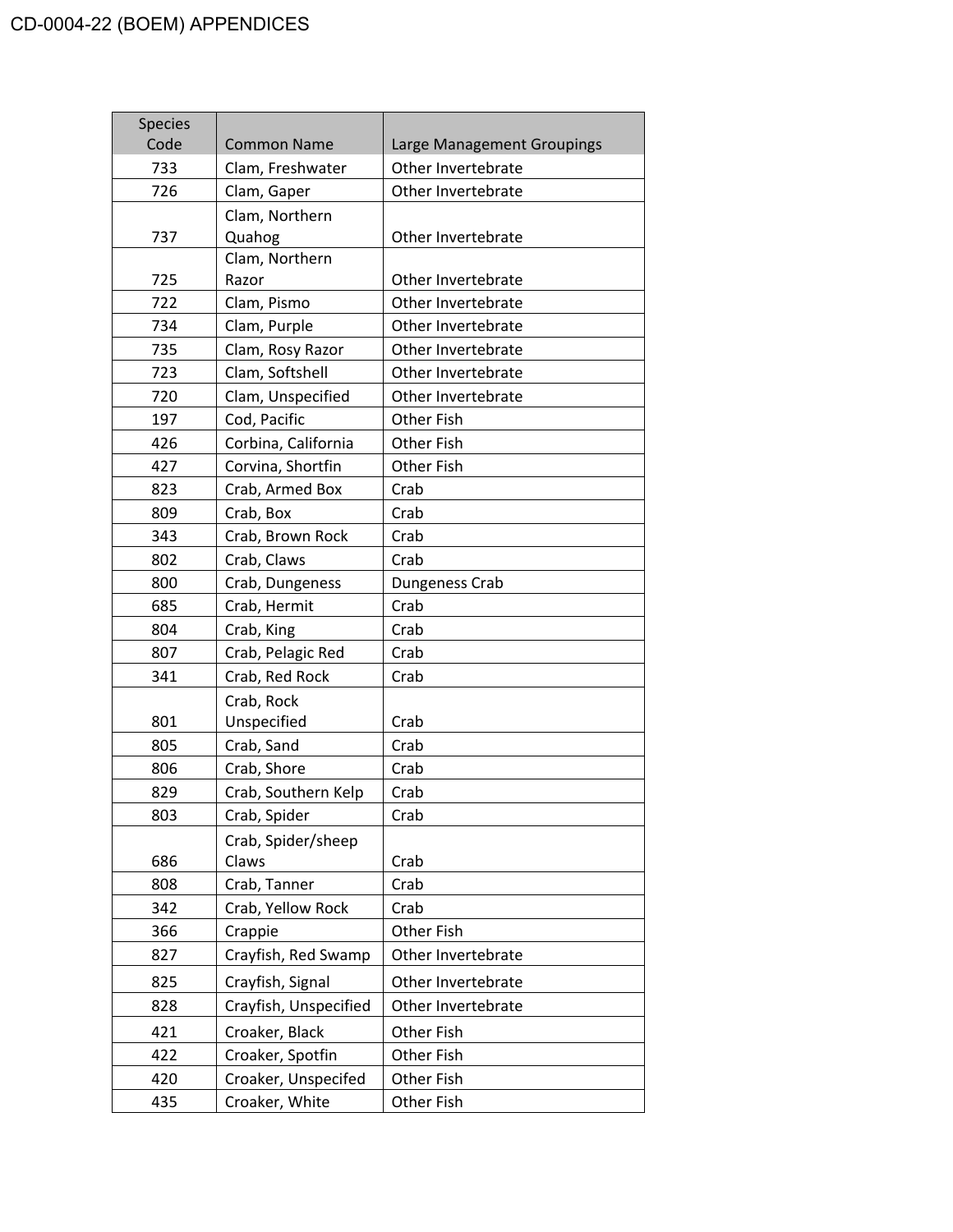| Species Code | Common Name | Large Management Groupings |
|---|---|---|
| 733 | Clam, Freshwater | Other Invertebrate |
| 726 | Clam, Gaper | Other Invertebrate |
| 737 | Clam, Northern Quahog | Other Invertebrate |
| 725 | Clam, Northern Razor | Other Invertebrate |
| 722 | Clam, Pismo | Other Invertebrate |
| 734 | Clam, Purple | Other Invertebrate |
| 735 | Clam, Rosy Razor | Other Invertebrate |
| 723 | Clam, Softshell | Other Invertebrate |
| 720 | Clam, Unspecified | Other Invertebrate |
| 197 | Cod, Pacific | Other Fish |
| 426 | Corbina, California | Other Fish |
| 427 | Corvina, Shortfin | Other Fish |
| 823 | Crab, Armed Box | Crab |
| 809 | Crab, Box | Crab |
| 343 | Crab, Brown Rock | Crab |
| 802 | Crab, Claws | Crab |
| 800 | Crab, Dungeness | Dungeness Crab |
| 685 | Crab, Hermit | Crab |
| 804 | Crab, King | Crab |
| 807 | Crab, Pelagic Red | Crab |
| 341 | Crab, Red Rock | Crab |
| 801 | Crab, Rock Unspecified | Crab |
| 805 | Crab, Sand | Crab |
| 806 | Crab, Shore | Crab |
| 829 | Crab, Southern Kelp | Crab |
| 803 | Crab, Spider | Crab |
| 686 | Crab, Spider/sheep Claws | Crab |
| 808 | Crab, Tanner | Crab |
| 342 | Crab, Yellow Rock | Crab |
| 366 | Crappie | Other Fish |
| 827 | Crayfish, Red Swamp | Other Invertebrate |
| 825 | Crayfish, Signal | Other Invertebrate |
| 828 | Crayfish, Unspecified | Other Invertebrate |
| 421 | Croaker, Black | Other Fish |
| 422 | Croaker, Spotfin | Other Fish |
| 420 | Croaker, Unspecifed | Other Fish |
| 435 | Croaker, White | Other Fish |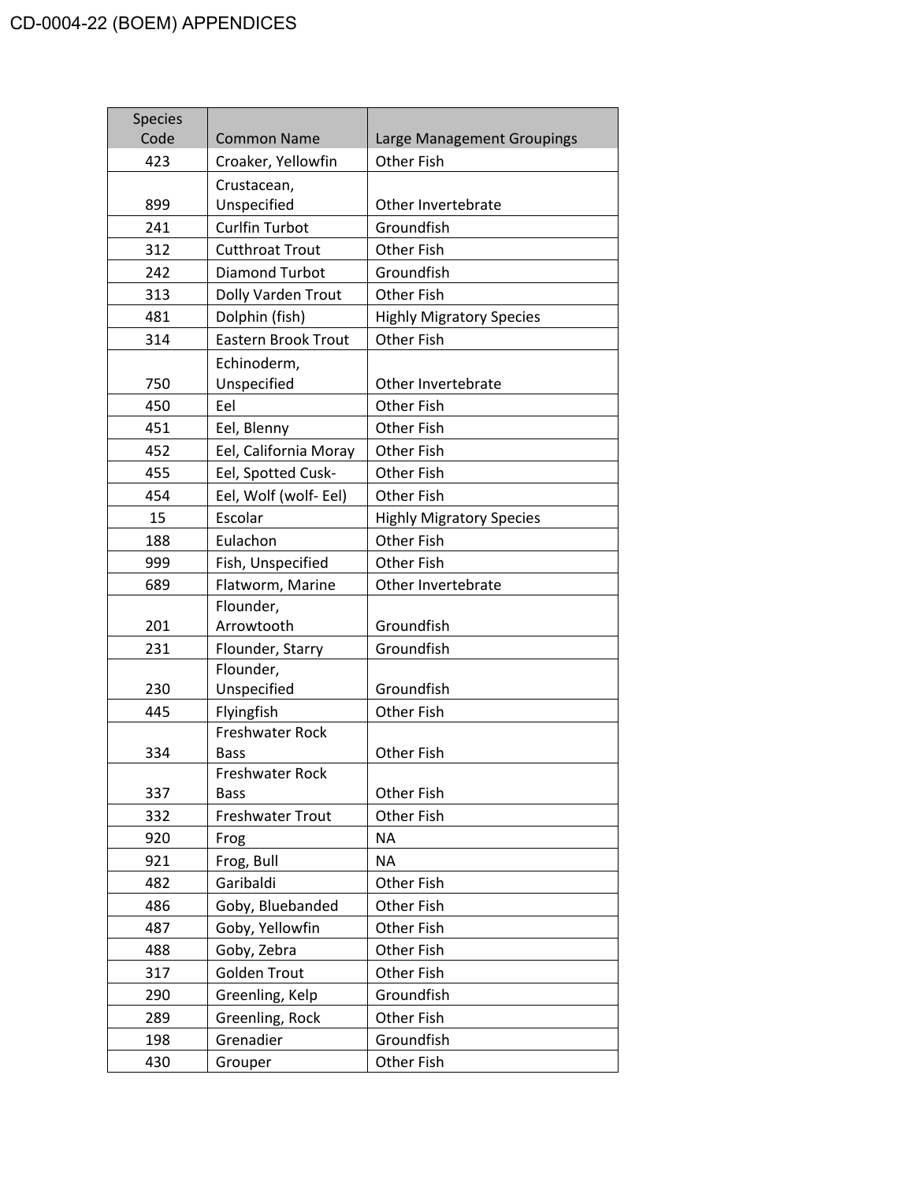| Species Code | Common Name | Large Management Groupings |
|---|---|---|
| 423 | Croaker, Yellowfin | Other Fish |
| 899 | Crustacean, Unspecified | Other Invertebrate |
| 241 | Curlfin Turbot | Groundfish |
| 312 | Cutthroat Trout | Other Fish |
| 242 | Diamond Turbot | Groundfish |
| 313 | Dolly Varden Trout | Other Fish |
| 481 | Dolphin (fish) | Highly Migratory Species |
| 314 | Eastern Brook Trout | Other Fish |
| 750 | Echinoderm, Unspecified | Other Invertebrate |
| 450 | Eel | Other Fish |
| 451 | Eel, Blenny | Other Fish |
| 452 | Eel, California Moray | Other Fish |
| 455 | Eel, Spotted Cusk- | Other Fish |
| 454 | Eel, Wolf (wolf- Eel) | Other Fish |
| 15 | Escolar | Highly Migratory Species |
| 188 | Eulachon | Other Fish |
| 999 | Fish, Unspecified | Other Fish |
| 689 | Flatworm, Marine | Other Invertebrate |
| 201 | Flounder, Arrowtooth | Groundfish |
| 231 | Flounder, Starry | Groundfish |
| 230 | Flounder, Unspecified | Groundfish |
| 445 | Flyingfish | Other Fish |
| 334 | Freshwater Rock Bass | Other Fish |
| 337 | Freshwater Rock Bass | Other Fish |
| 332 | Freshwater Trout | Other Fish |
| 920 | Frog | NA |
| 921 | Frog, Bull | NA |
| 482 | Garibaldi | Other Fish |
| 486 | Goby, Bluebanded | Other Fish |
| 487 | Goby, Yellowfin | Other Fish |
| 488 | Goby, Zebra | Other Fish |
| 317 | Golden Trout | Other Fish |
| 290 | Greenling, Kelp | Groundfish |
| 289 | Greenling, Rock | Other Fish |
| 198 | Grenadier | Groundfish |
| 430 | Grouper | Other Fish |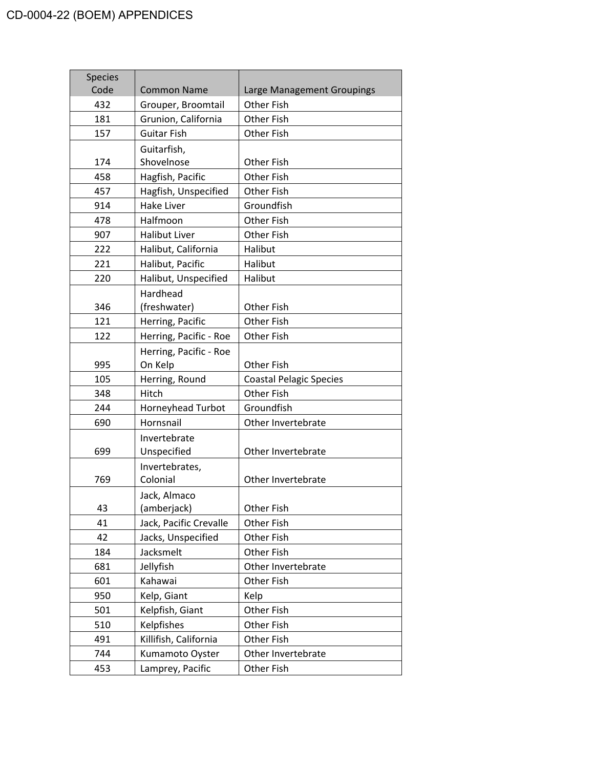| Species Code | Common Name | Large Management Groupings |
|---|---|---|
| 432 | Grouper, Broomtail | Other Fish |
| 181 | Grunion, California | Other Fish |
| 157 | Guitar Fish | Other Fish |
| 174 | Guitarfish, Shovelnose | Other Fish |
| 458 | Hagfish, Pacific | Other Fish |
| 457 | Hagfish, Unspecified | Other Fish |
| 914 | Hake Liver | Groundfish |
| 478 | Halfmoon | Other Fish |
| 907 | Halibut Liver | Other Fish |
| 222 | Halibut, California | Halibut |
| 221 | Halibut, Pacific | Halibut |
| 220 | Halibut, Unspecified | Halibut |
| 346 | Hardhead (freshwater) | Other Fish |
| 121 | Herring, Pacific | Other Fish |
| 122 | Herring, Pacific - Roe | Other Fish |
| 995 | Herring, Pacific - Roe On Kelp | Other Fish |
| 105 | Herring, Round | Coastal Pelagic Species |
| 348 | Hitch | Other Fish |
| 244 | Horneyhead Turbot | Groundfish |
| 690 | Hornsnail | Other Invertebrate |
| 699 | Invertebrate Unspecified | Other Invertebrate |
| 769 | Invertebrates, Colonial | Other Invertebrate |
| 43 | Jack, Almaco (amberjack) | Other Fish |
| 41 | Jack, Pacific Crevalle | Other Fish |
| 42 | Jacks, Unspecified | Other Fish |
| 184 | Jacksmelt | Other Fish |
| 681 | Jellyfish | Other Invertebrate |
| 601 | Kahawai | Other Fish |
| 950 | Kelp, Giant | Kelp |
| 501 | Kelpfish, Giant | Other Fish |
| 510 | Kelpfishes | Other Fish |
| 491 | Killifish, California | Other Fish |
| 744 | Kumamoto Oyster | Other Invertebrate |
| 453 | Lamprey, Pacific | Other Fish |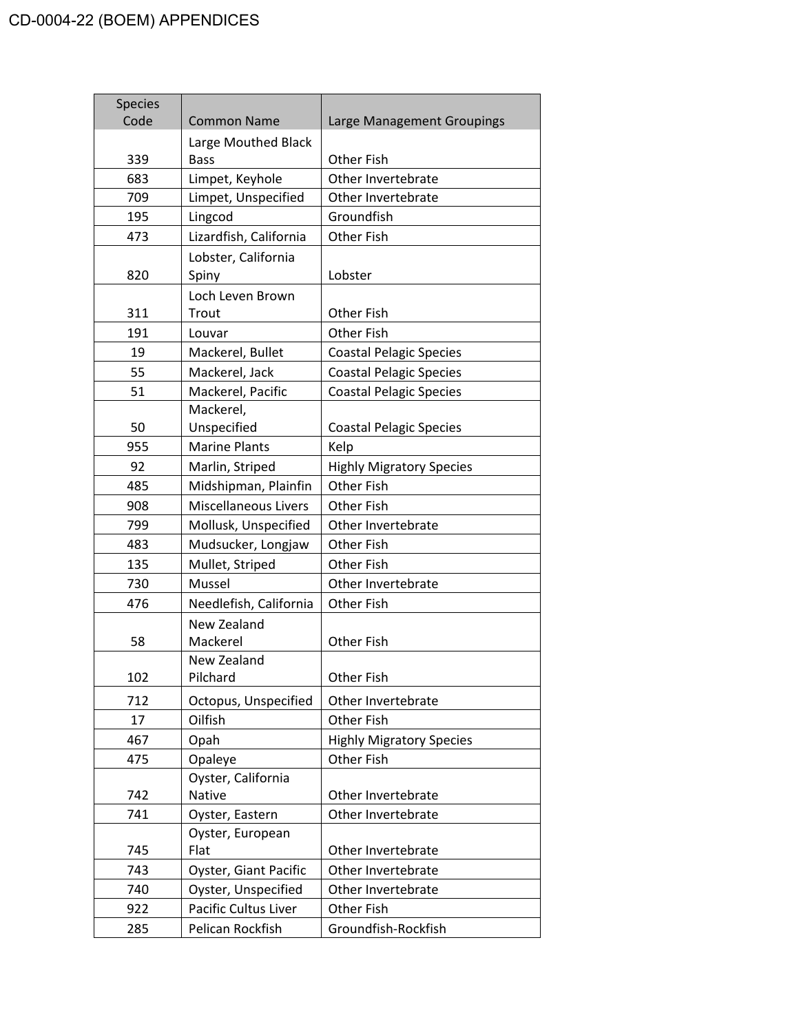| Species Code | Common Name | Large Management Groupings |
|---|---|---|
| 339 | Large Mouthed Black Bass | Other Fish |
| 683 | Limpet, Keyhole | Other Invertebrate |
| 709 | Limpet, Unspecified | Other Invertebrate |
| 195 | Lingcod | Groundfish |
| 473 | Lizardfish, California | Other Fish |
| 820 | Lobster, California Spiny | Lobster |
| 311 | Loch Leven Brown Trout | Other Fish |
| 191 | Louvar | Other Fish |
| 19 | Mackerel, Bullet | Coastal Pelagic Species |
| 55 | Mackerel, Jack | Coastal Pelagic Species |
| 51 | Mackerel, Pacific | Coastal Pelagic Species |
| 50 | Mackerel, Unspecified | Coastal Pelagic Species |
| 955 | Marine Plants | Kelp |
| 92 | Marlin, Striped | Highly Migratory Species |
| 485 | Midshipman, Plainfin | Other Fish |
| 908 | Miscellaneous Livers | Other Fish |
| 799 | Mollusk, Unspecified | Other Invertebrate |
| 483 | Mudsucker, Longjaw | Other Fish |
| 135 | Mullet, Striped | Other Fish |
| 730 | Mussel | Other Invertebrate |
| 476 | Needlefish, California | Other Fish |
| 58 | New Zealand Mackerel | Other Fish |
| 102 | New Zealand Pilchard | Other Fish |
| 712 | Octopus, Unspecified | Other Invertebrate |
| 17 | Oilfish | Other Fish |
| 467 | Opah | Highly Migratory Species |
| 475 | Opaleye | Other Fish |
| 742 | Oyster, California Native | Other Invertebrate |
| 741 | Oyster, Eastern | Other Invertebrate |
| 745 | Oyster, European Flat | Other Invertebrate |
| 743 | Oyster, Giant Pacific | Other Invertebrate |
| 740 | Oyster, Unspecified | Other Invertebrate |
| 922 | Pacific Cultus Liver | Other Fish |
| 285 | Pelican Rockfish | Groundfish-Rockfish |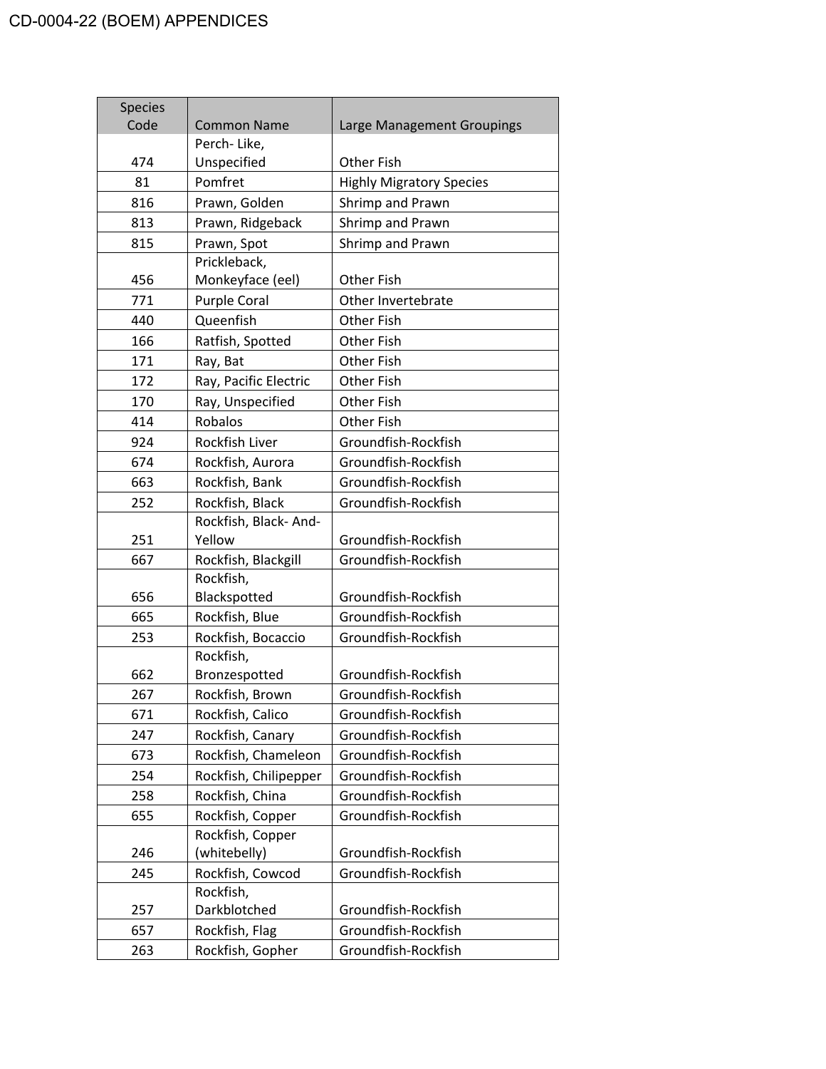| Species Code | Common Name | Large Management Groupings |
|---|---|---|
| 474 | Perch- Like, Unspecified | Other Fish |
| 81 | Pomfret | Highly Migratory Species |
| 816 | Prawn, Golden | Shrimp and Prawn |
| 813 | Prawn, Ridgeback | Shrimp and Prawn |
| 815 | Prawn, Spot | Shrimp and Prawn |
| 456 | Prickleback, Monkeyface (eel) | Other Fish |
| 771 | Purple Coral | Other Invertebrate |
| 440 | Queenfish | Other Fish |
| 166 | Ratfish, Spotted | Other Fish |
| 171 | Ray, Bat | Other Fish |
| 172 | Ray, Pacific Electric | Other Fish |
| 170 | Ray, Unspecified | Other Fish |
| 414 | Robalos | Other Fish |
| 924 | Rockfish Liver | Groundfish-Rockfish |
| 674 | Rockfish, Aurora | Groundfish-Rockfish |
| 663 | Rockfish, Bank | Groundfish-Rockfish |
| 252 | Rockfish, Black | Groundfish-Rockfish |
| 251 | Rockfish, Black- And-Yellow | Groundfish-Rockfish |
| 667 | Rockfish, Blackgill | Groundfish-Rockfish |
| 656 | Rockfish, Blackspotted | Groundfish-Rockfish |
| 665 | Rockfish, Blue | Groundfish-Rockfish |
| 253 | Rockfish, Bocaccio | Groundfish-Rockfish |
| 662 | Rockfish, Bronzespotted | Groundfish-Rockfish |
| 267 | Rockfish, Brown | Groundfish-Rockfish |
| 671 | Rockfish, Calico | Groundfish-Rockfish |
| 247 | Rockfish, Canary | Groundfish-Rockfish |
| 673 | Rockfish, Chameleon | Groundfish-Rockfish |
| 254 | Rockfish, Chilipepper | Groundfish-Rockfish |
| 258 | Rockfish, China | Groundfish-Rockfish |
| 655 | Rockfish, Copper | Groundfish-Rockfish |
| 246 | Rockfish, Copper (whitebelly) | Groundfish-Rockfish |
| 245 | Rockfish, Cowcod | Groundfish-Rockfish |
| 257 | Rockfish, Darkblotched | Groundfish-Rockfish |
| 657 | Rockfish, Flag | Groundfish-Rockfish |
| 263 | Rockfish, Gopher | Groundfish-Rockfish |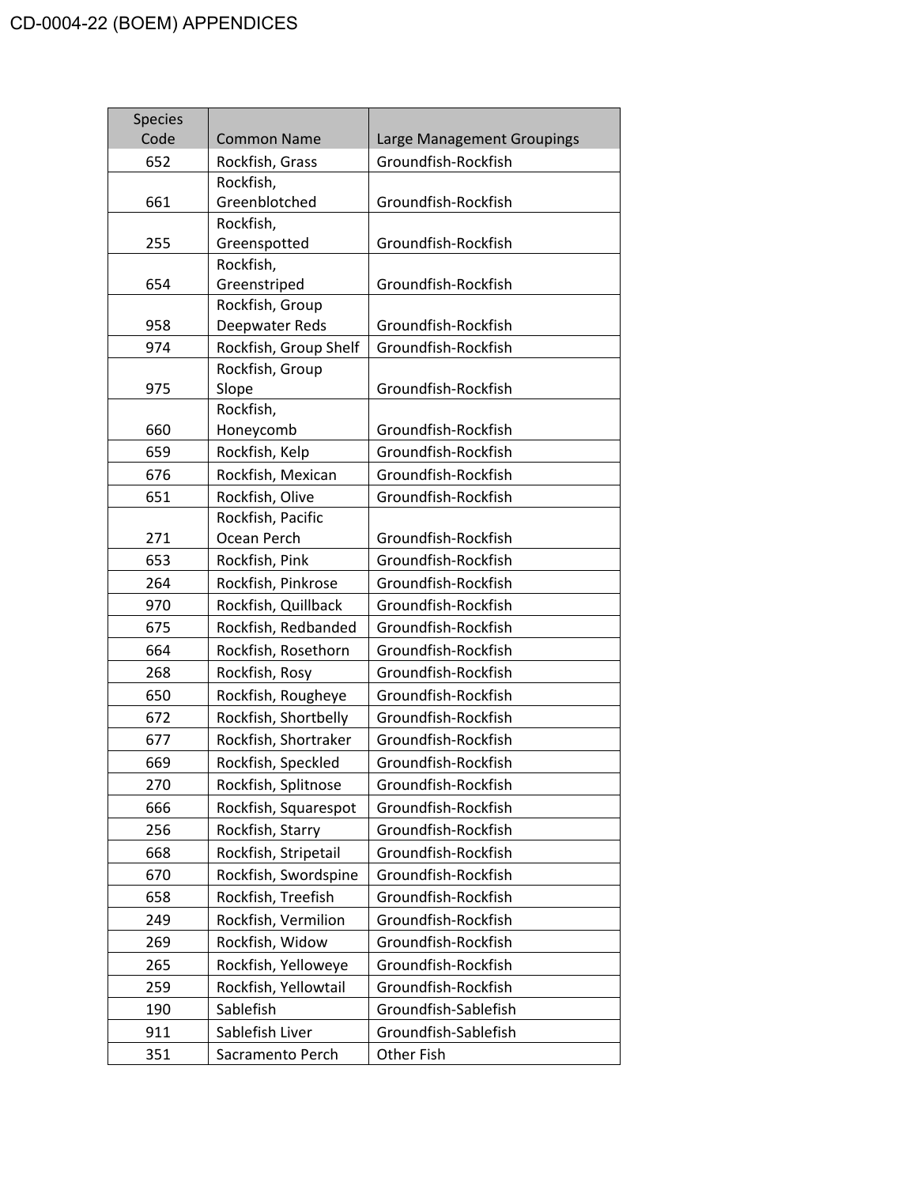| Species Code | Common Name | Large Management Groupings |
|---|---|---|
| 652 | Rockfish, Grass | Groundfish-Rockfish |
| 661 | Rockfish, Greenblotched | Groundfish-Rockfish |
| 255 | Rockfish, Greenspotted | Groundfish-Rockfish |
| 654 | Rockfish, Greenstriped | Groundfish-Rockfish |
| 958 | Rockfish, Group Deepwater Reds | Groundfish-Rockfish |
| 974 | Rockfish, Group Shelf | Groundfish-Rockfish |
| 975 | Rockfish, Group Slope | Groundfish-Rockfish |
| 660 | Rockfish, Honeycomb | Groundfish-Rockfish |
| 659 | Rockfish, Kelp | Groundfish-Rockfish |
| 676 | Rockfish, Mexican | Groundfish-Rockfish |
| 651 | Rockfish, Olive | Groundfish-Rockfish |
| 271 | Rockfish, Pacific Ocean Perch | Groundfish-Rockfish |
| 653 | Rockfish, Pink | Groundfish-Rockfish |
| 264 | Rockfish, Pinkrose | Groundfish-Rockfish |
| 970 | Rockfish, Quillback | Groundfish-Rockfish |
| 675 | Rockfish, Redbanded | Groundfish-Rockfish |
| 664 | Rockfish, Rosethorn | Groundfish-Rockfish |
| 268 | Rockfish, Rosy | Groundfish-Rockfish |
| 650 | Rockfish, Rougheye | Groundfish-Rockfish |
| 672 | Rockfish, Shortbelly | Groundfish-Rockfish |
| 677 | Rockfish, Shortraker | Groundfish-Rockfish |
| 669 | Rockfish, Speckled | Groundfish-Rockfish |
| 270 | Rockfish, Splitnose | Groundfish-Rockfish |
| 666 | Rockfish, Squarespot | Groundfish-Rockfish |
| 256 | Rockfish, Starry | Groundfish-Rockfish |
| 668 | Rockfish, Stripetail | Groundfish-Rockfish |
| 670 | Rockfish, Swordspine | Groundfish-Rockfish |
| 658 | Rockfish, Treefish | Groundfish-Rockfish |
| 249 | Rockfish, Vermilion | Groundfish-Rockfish |
| 269 | Rockfish, Widow | Groundfish-Rockfish |
| 265 | Rockfish, Yelloweye | Groundfish-Rockfish |
| 259 | Rockfish, Yellowtail | Groundfish-Rockfish |
| 190 | Sablefish | Groundfish-Sablefish |
| 911 | Sablefish Liver | Groundfish-Sablefish |
| 351 | Sacramento Perch | Other Fish |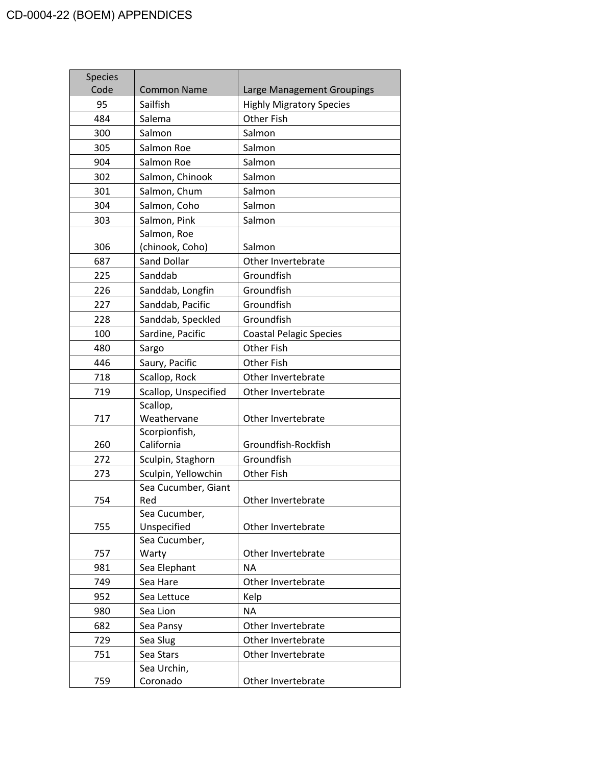| Species Code | Common Name | Large Management Groupings |
|---|---|---|
| 95 | Sailfish | Highly Migratory Species |
| 484 | Salema | Other Fish |
| 300 | Salmon | Salmon |
| 305 | Salmon Roe | Salmon |
| 904 | Salmon Roe | Salmon |
| 302 | Salmon, Chinook | Salmon |
| 301 | Salmon, Chum | Salmon |
| 304 | Salmon, Coho | Salmon |
| 303 | Salmon, Pink | Salmon |
| 306 | Salmon, Roe (chinook, Coho) | Salmon |
| 687 | Sand Dollar | Other Invertebrate |
| 225 | Sanddab | Groundfish |
| 226 | Sanddab, Longfin | Groundfish |
| 227 | Sanddab, Pacific | Groundfish |
| 228 | Sanddab, Speckled | Groundfish |
| 100 | Sardine, Pacific | Coastal Pelagic Species |
| 480 | Sargo | Other Fish |
| 446 | Saury, Pacific | Other Fish |
| 718 | Scallop, Rock | Other Invertebrate |
| 719 | Scallop, Unspecified | Other Invertebrate |
| 717 | Scallop, Weathervane | Other Invertebrate |
| 260 | Scorpionfish, California | Groundfish-Rockfish |
| 272 | Sculpin, Staghorn | Groundfish |
| 273 | Sculpin, Yellowchin | Other Fish |
| 754 | Sea Cucumber, Giant Red | Other Invertebrate |
| 755 | Sea Cucumber, Unspecified | Other Invertebrate |
| 757 | Sea Cucumber, Warty | Other Invertebrate |
| 981 | Sea Elephant | NA |
| 749 | Sea Hare | Other Invertebrate |
| 952 | Sea Lettuce | Kelp |
| 980 | Sea Lion | NA |
| 682 | Sea Pansy | Other Invertebrate |
| 729 | Sea Slug | Other Invertebrate |
| 751 | Sea Stars | Other Invertebrate |
| 759 | Sea Urchin, Coronado | Other Invertebrate |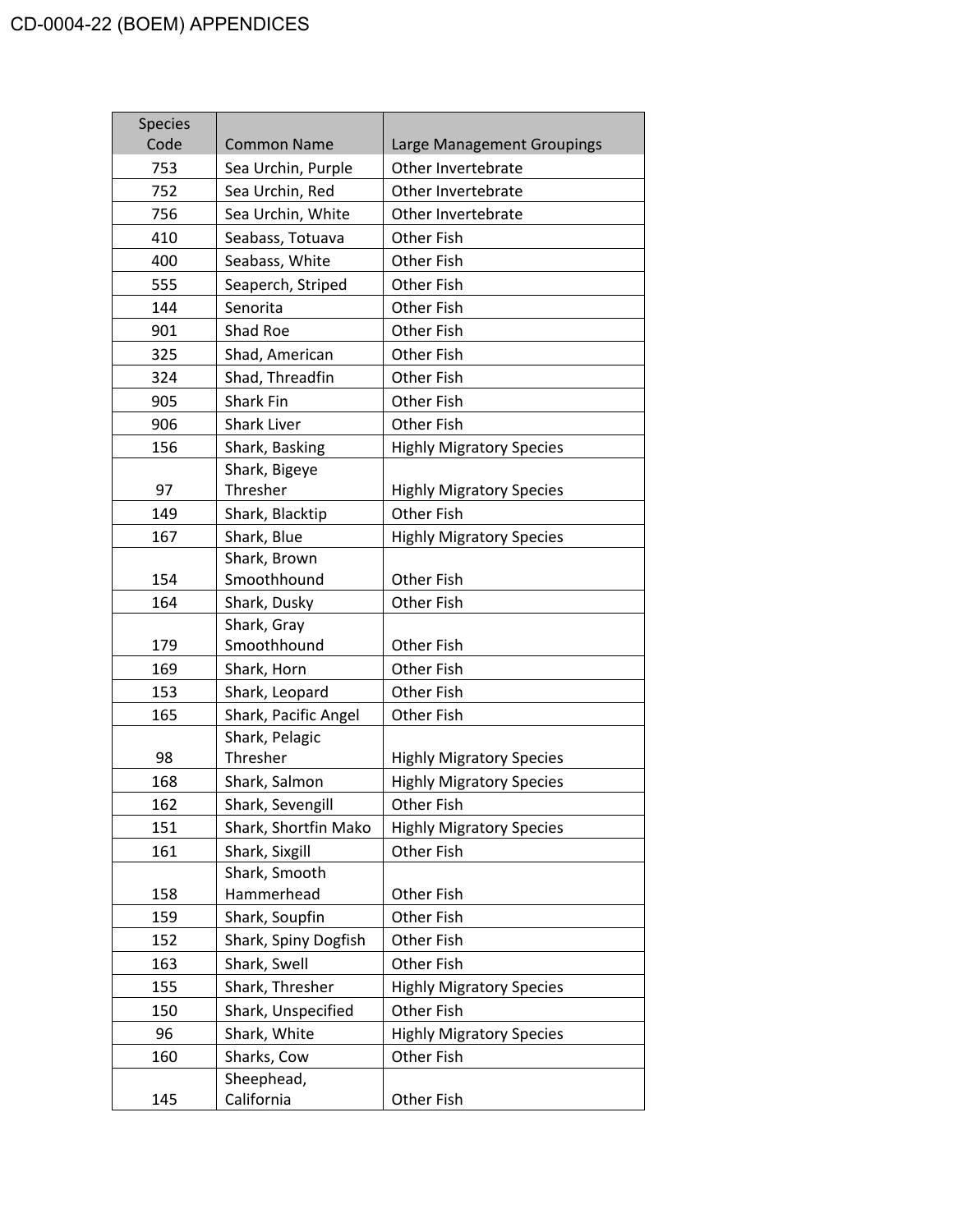| Species Code | Common Name | Large Management Groupings |
|---|---|---|
| 753 | Sea Urchin, Purple | Other Invertebrate |
| 752 | Sea Urchin, Red | Other Invertebrate |
| 756 | Sea Urchin, White | Other Invertebrate |
| 410 | Seabass, Totuava | Other Fish |
| 400 | Seabass, White | Other Fish |
| 555 | Seaperch, Striped | Other Fish |
| 144 | Senorita | Other Fish |
| 901 | Shad Roe | Other Fish |
| 325 | Shad, American | Other Fish |
| 324 | Shad, Threadfin | Other Fish |
| 905 | Shark Fin | Other Fish |
| 906 | Shark Liver | Other Fish |
| 156 | Shark, Basking | Highly Migratory Species |
| 97 | Shark, Bigeye Thresher | Highly Migratory Species |
| 149 | Shark, Blacktip | Other Fish |
| 167 | Shark, Blue | Highly Migratory Species |
| 154 | Shark, Brown Smoothhound | Other Fish |
| 164 | Shark, Dusky | Other Fish |
| 179 | Shark, Gray Smoothhound | Other Fish |
| 169 | Shark, Horn | Other Fish |
| 153 | Shark, Leopard | Other Fish |
| 165 | Shark, Pacific Angel | Other Fish |
| 98 | Shark, Pelagic Thresher | Highly Migratory Species |
| 168 | Shark, Salmon | Highly Migratory Species |
| 162 | Shark, Sevengill | Other Fish |
| 151 | Shark, Shortfin Mako | Highly Migratory Species |
| 161 | Shark, Sixgill | Other Fish |
| 158 | Shark, Smooth Hammerhead | Other Fish |
| 159 | Shark, Soupfin | Other Fish |
| 152 | Shark, Spiny Dogfish | Other Fish |
| 163 | Shark, Swell | Other Fish |
| 155 | Shark, Thresher | Highly Migratory Species |
| 150 | Shark, Unspecified | Other Fish |
| 96 | Shark, White | Highly Migratory Species |
| 160 | Sharks, Cow | Other Fish |
| 145 | Sheephead, California | Other Fish |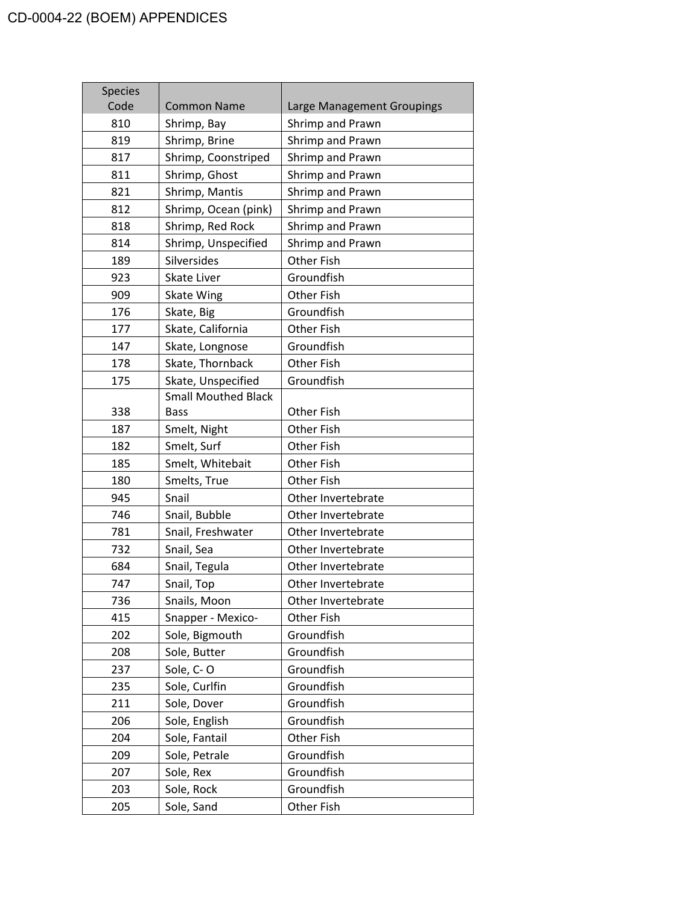| Species Code | Common Name | Large Management Groupings |
|---|---|---|
| 810 | Shrimp, Bay | Shrimp and Prawn |
| 819 | Shrimp, Brine | Shrimp and Prawn |
| 817 | Shrimp, Coonstriped | Shrimp and Prawn |
| 811 | Shrimp, Ghost | Shrimp and Prawn |
| 821 | Shrimp, Mantis | Shrimp and Prawn |
| 812 | Shrimp, Ocean (pink) | Shrimp and Prawn |
| 818 | Shrimp, Red Rock | Shrimp and Prawn |
| 814 | Shrimp, Unspecified | Shrimp and Prawn |
| 189 | Silversides | Other Fish |
| 923 | Skate Liver | Groundfish |
| 909 | Skate Wing | Other Fish |
| 176 | Skate, Big | Groundfish |
| 177 | Skate, California | Other Fish |
| 147 | Skate, Longnose | Groundfish |
| 178 | Skate, Thornback | Other Fish |
| 175 | Skate, Unspecified | Groundfish |
| 338 | Small Mouthed Black Bass | Other Fish |
| 187 | Smelt, Night | Other Fish |
| 182 | Smelt, Surf | Other Fish |
| 185 | Smelt, Whitebait | Other Fish |
| 180 | Smelts, True | Other Fish |
| 945 | Snail | Other Invertebrate |
| 746 | Snail, Bubble | Other Invertebrate |
| 781 | Snail, Freshwater | Other Invertebrate |
| 732 | Snail, Sea | Other Invertebrate |
| 684 | Snail, Tegula | Other Invertebrate |
| 747 | Snail, Top | Other Invertebrate |
| 736 | Snails, Moon | Other Invertebrate |
| 415 | Snapper - Mexico- | Other Fish |
| 202 | Sole, Bigmouth | Groundfish |
| 208 | Sole, Butter | Groundfish |
| 237 | Sole, C- O | Groundfish |
| 235 | Sole, Curlfin | Groundfish |
| 211 | Sole, Dover | Groundfish |
| 206 | Sole, English | Groundfish |
| 204 | Sole, Fantail | Other Fish |
| 209 | Sole, Petrale | Groundfish |
| 207 | Sole, Rex | Groundfish |
| 203 | Sole, Rock | Groundfish |
| 205 | Sole, Sand | Other Fish |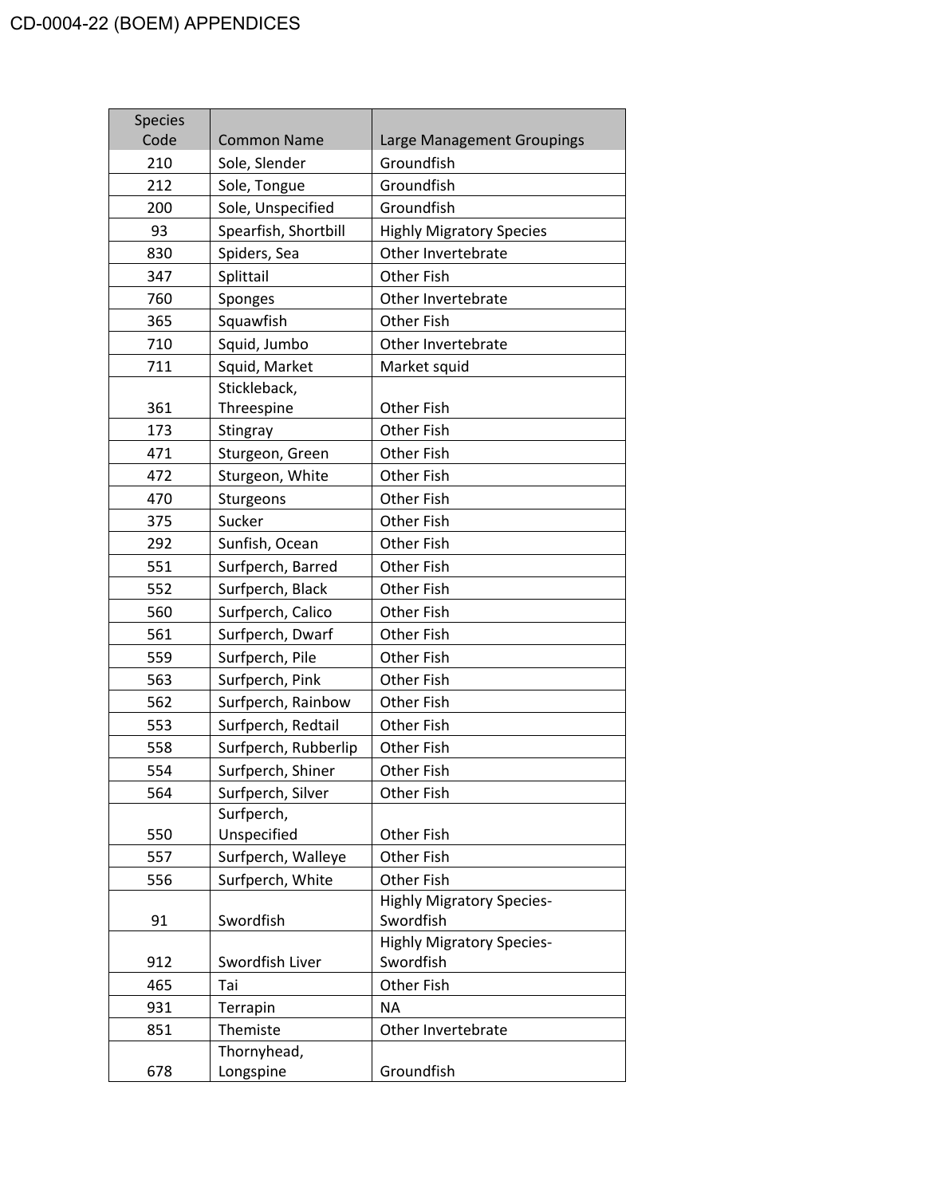| Species Code | Common Name | Large Management Groupings |
|---|---|---|
| 210 | Sole, Slender | Groundfish |
| 212 | Sole, Tongue | Groundfish |
| 200 | Sole, Unspecified | Groundfish |
| 93 | Spearfish, Shortbill | Highly Migratory Species |
| 830 | Spiders, Sea | Other Invertebrate |
| 347 | Splittail | Other Fish |
| 760 | Sponges | Other Invertebrate |
| 365 | Squawfish | Other Fish |
| 710 | Squid, Jumbo | Other Invertebrate |
| 711 | Squid, Market | Market squid |
| 361 | Stickleback, Threespine | Other Fish |
| 173 | Stingray | Other Fish |
| 471 | Sturgeon, Green | Other Fish |
| 472 | Sturgeon, White | Other Fish |
| 470 | Sturgeons | Other Fish |
| 375 | Sucker | Other Fish |
| 292 | Sunfish, Ocean | Other Fish |
| 551 | Surfperch, Barred | Other Fish |
| 552 | Surfperch, Black | Other Fish |
| 560 | Surfperch, Calico | Other Fish |
| 561 | Surfperch, Dwarf | Other Fish |
| 559 | Surfperch, Pile | Other Fish |
| 563 | Surfperch, Pink | Other Fish |
| 562 | Surfperch, Rainbow | Other Fish |
| 553 | Surfperch, Redtail | Other Fish |
| 558 | Surfperch, Rubberlip | Other Fish |
| 554 | Surfperch, Shiner | Other Fish |
| 564 | Surfperch, Silver | Other Fish |
| 550 | Surfperch, Unspecified | Other Fish |
| 557 | Surfperch, Walleye | Other Fish |
| 556 | Surfperch, White | Other Fish |
| 91 | Swordfish | Highly Migratory Species-Swordfish |
| 912 | Swordfish Liver | Highly Migratory Species-Swordfish |
| 465 | Tai | Other Fish |
| 931 | Terrapin | NA |
| 851 | Themiste | Other Invertebrate |
| 678 | Thornyhead, Longspine | Groundfish |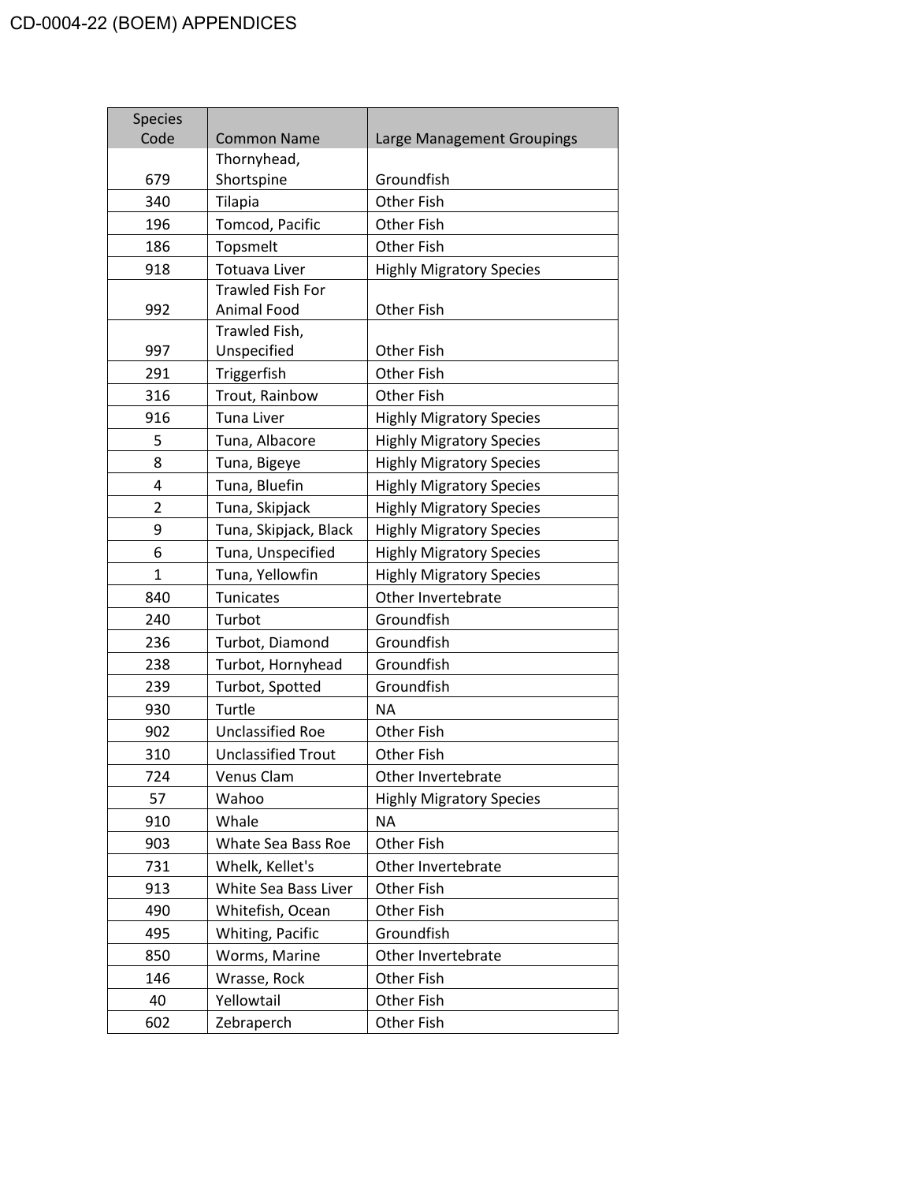| Species Code | Common Name | Large Management Groupings |
| --- | --- | --- |
| 679 | Thornyhead, Shortspine | Groundfish |
| 340 | Tilapia | Other Fish |
| 196 | Tomcod, Pacific | Other Fish |
| 186 | Topsmelt | Other Fish |
| 918 | Totuava Liver | Highly Migratory Species |
| 992 | Trawled Fish For Animal Food | Other Fish |
| 997 | Trawled Fish, Unspecified | Other Fish |
| 291 | Triggerfish | Other Fish |
| 316 | Trout, Rainbow | Other Fish |
| 916 | Tuna Liver | Highly Migratory Species |
| 5 | Tuna, Albacore | Highly Migratory Species |
| 8 | Tuna, Bigeye | Highly Migratory Species |
| 4 | Tuna, Bluefin | Highly Migratory Species |
| 2 | Tuna, Skipjack | Highly Migratory Species |
| 9 | Tuna, Skipjack, Black | Highly Migratory Species |
| 6 | Tuna, Unspecified | Highly Migratory Species |
| 1 | Tuna, Yellowfin | Highly Migratory Species |
| 840 | Tunicates | Other Invertebrate |
| 240 | Turbot | Groundfish |
| 236 | Turbot, Diamond | Groundfish |
| 238 | Turbot, Hornyhead | Groundfish |
| 239 | Turbot, Spotted | Groundfish |
| 930 | Turtle | NA |
| 902 | Unclassified Roe | Other Fish |
| 310 | Unclassified Trout | Other Fish |
| 724 | Venus Clam | Other Invertebrate |
| 57 | Wahoo | Highly Migratory Species |
| 910 | Whale | NA |
| 903 | Whate Sea Bass Roe | Other Fish |
| 731 | Whelk, Kellet's | Other Invertebrate |
| 913 | White Sea Bass Liver | Other Fish |
| 490 | Whitefish, Ocean | Other Fish |
| 495 | Whiting, Pacific | Groundfish |
| 850 | Worms, Marine | Other Invertebrate |
| 146 | Wrasse, Rock | Other Fish |
| 40 | Yellowtail | Other Fish |
| 602 | Zebraperch | Other Fish |